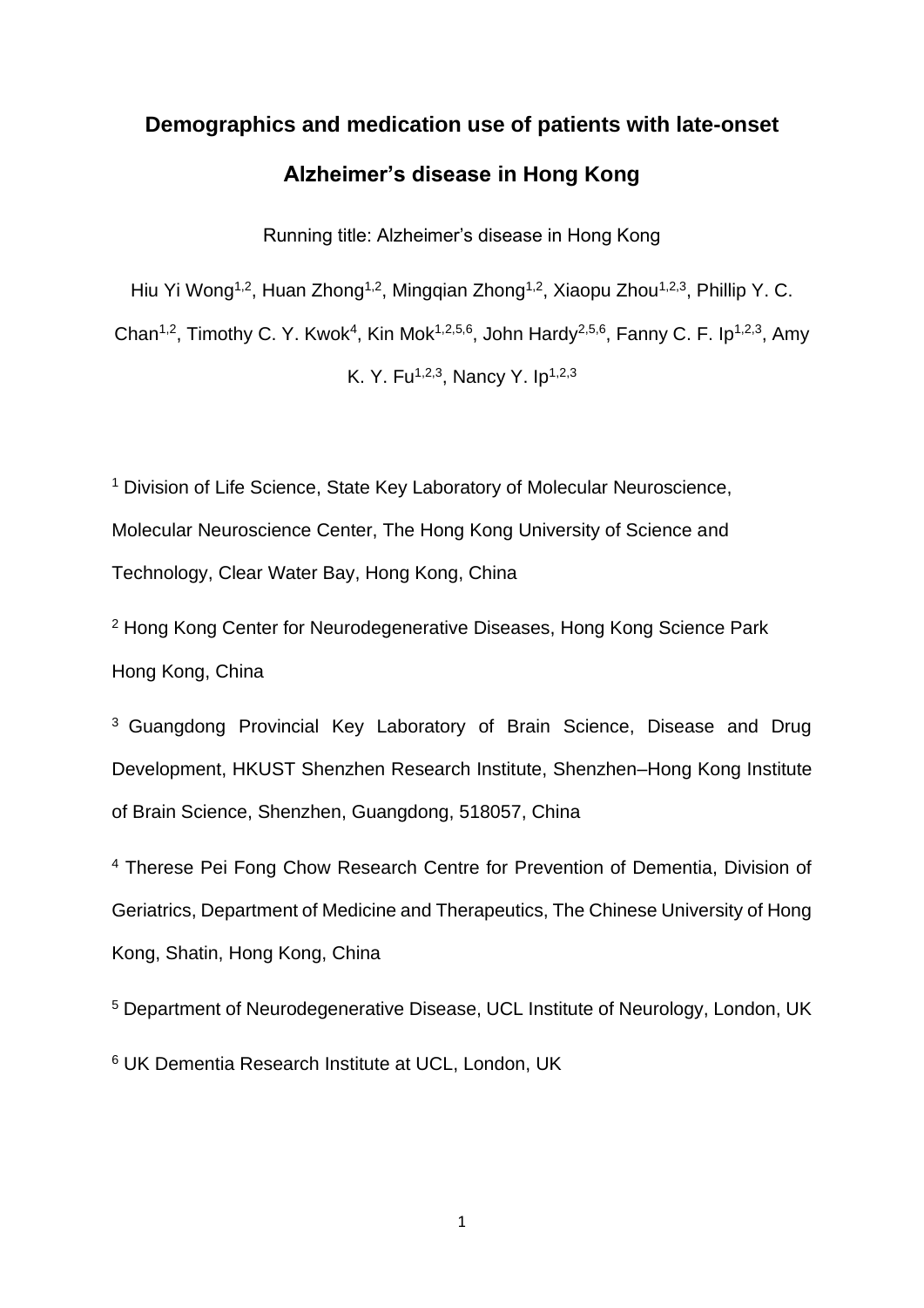# Demographics and medication use of patients with late-onset Alzheimer's disease in Hong Kong

Running title: Alzheimer's disease in Hong Kong

Hiu Yi Wong[1,2], Huan Zhong[1,2], Mingqian Zhong[1,2], Xiaopu Zhou[1,2,3], Phillip Y. C. Chan[1,2], Timothy C. Y. Kwok[4], Kin Mok[1,2,5,6], John Hardy[2,5,6], Fanny C. F. Ip[1,2,3], Amy K. Y. Fu[1,2,3], Nancy Y. Ip[1,2,3]

[1] Division of Life Science, State Key Laboratory of Molecular Neuroscience, Molecular Neuroscience Center, The Hong Kong University of Science and Technology, Clear Water Bay, Hong Kong, China

[2] Hong Kong Center for Neurodegenerative Diseases, Hong Kong Science Park Hong Kong, China

[3] Guangdong Provincial Key Laboratory of Brain Science, Disease and Drug Development, HKUST Shenzhen Research Institute, Shenzhen–Hong Kong Institute of Brain Science, Shenzhen, Guangdong, 518057, China

[4] Therese Pei Fong Chow Research Centre for Prevention of Dementia, Division of Geriatrics, Department of Medicine and Therapeutics, The Chinese University of Hong Kong, Shatin, Hong Kong, China

[5] Department of Neurodegenerative Disease, UCL Institute of Neurology, London, UK

[6] UK Dementia Research Institute at UCL, London, UK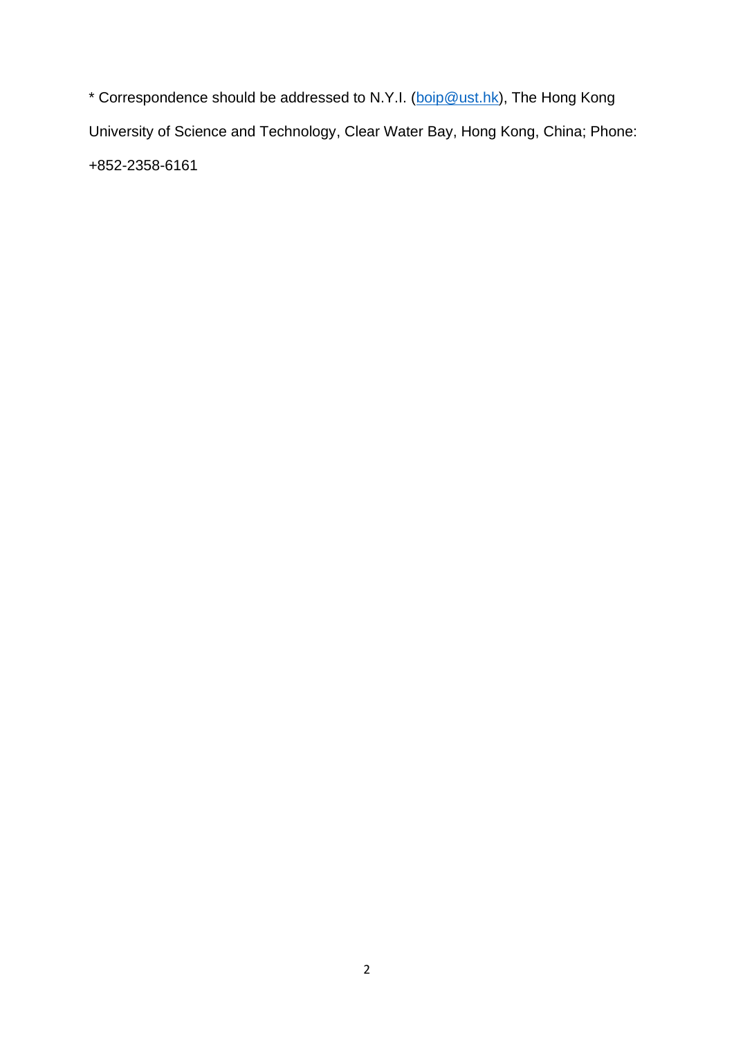* Correspondence should be addressed to N.Y.I. (boip@ust.hk), The Hong Kong University of Science and Technology, Clear Water Bay, Hong Kong, China; Phone: +852-2358-6161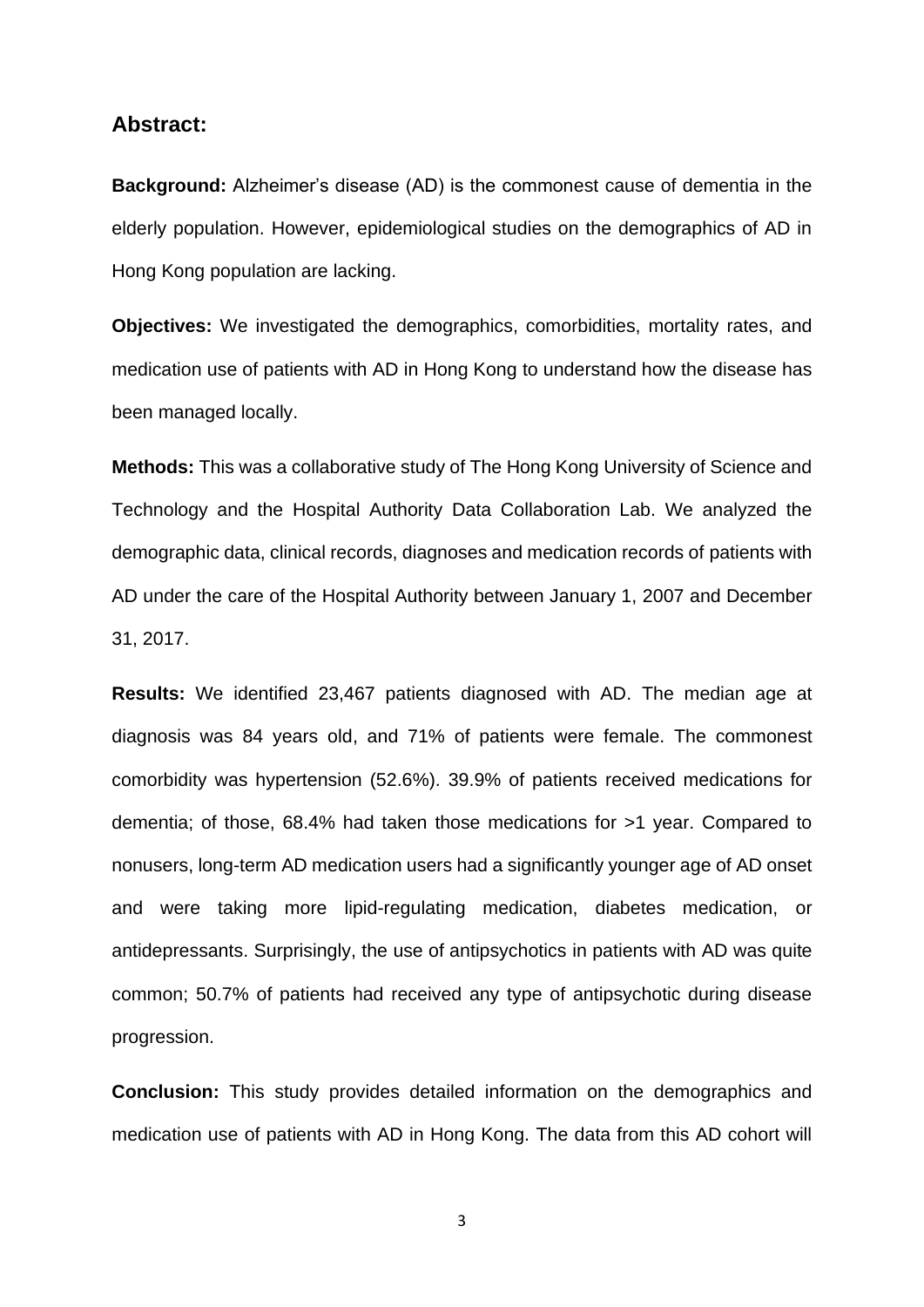## Abstract:

**Background:** Alzheimer's disease (AD) is the commonest cause of dementia in the elderly population. However, epidemiological studies on the demographics of AD in Hong Kong population are lacking.

**Objectives:** We investigated the demographics, comorbidities, mortality rates, and medication use of patients with AD in Hong Kong to understand how the disease has been managed locally.

**Methods:** This was a collaborative study of The Hong Kong University of Science and Technology and the Hospital Authority Data Collaboration Lab. We analyzed the demographic data, clinical records, diagnoses and medication records of patients with AD under the care of the Hospital Authority between January 1, 2007 and December 31, 2017.

**Results:** We identified 23,467 patients diagnosed with AD. The median age at diagnosis was 84 years old, and 71% of patients were female. The commonest comorbidity was hypertension (52.6%). 39.9% of patients received medications for dementia; of those, 68.4% had taken those medications for >1 year. Compared to nonusers, long-term AD medication users had a significantly younger age of AD onset and were taking more lipid-regulating medication, diabetes medication, or antidepressants. Surprisingly, the use of antipsychotics in patients with AD was quite common; 50.7% of patients had received any type of antipsychotic during disease progression.

**Conclusion:** This study provides detailed information on the demographics and medication use of patients with AD in Hong Kong. The data from this AD cohort will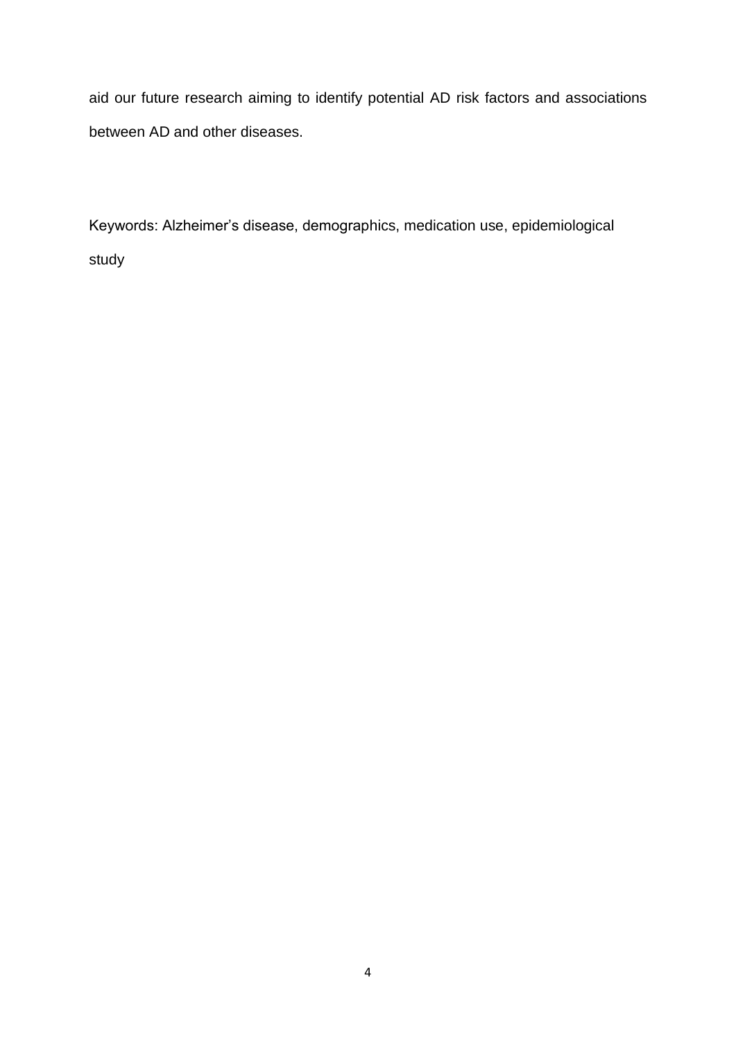aid our future research aiming to identify potential AD risk factors and associations between AD and other diseases.

Keywords: Alzheimer's disease, demographics, medication use, epidemiological study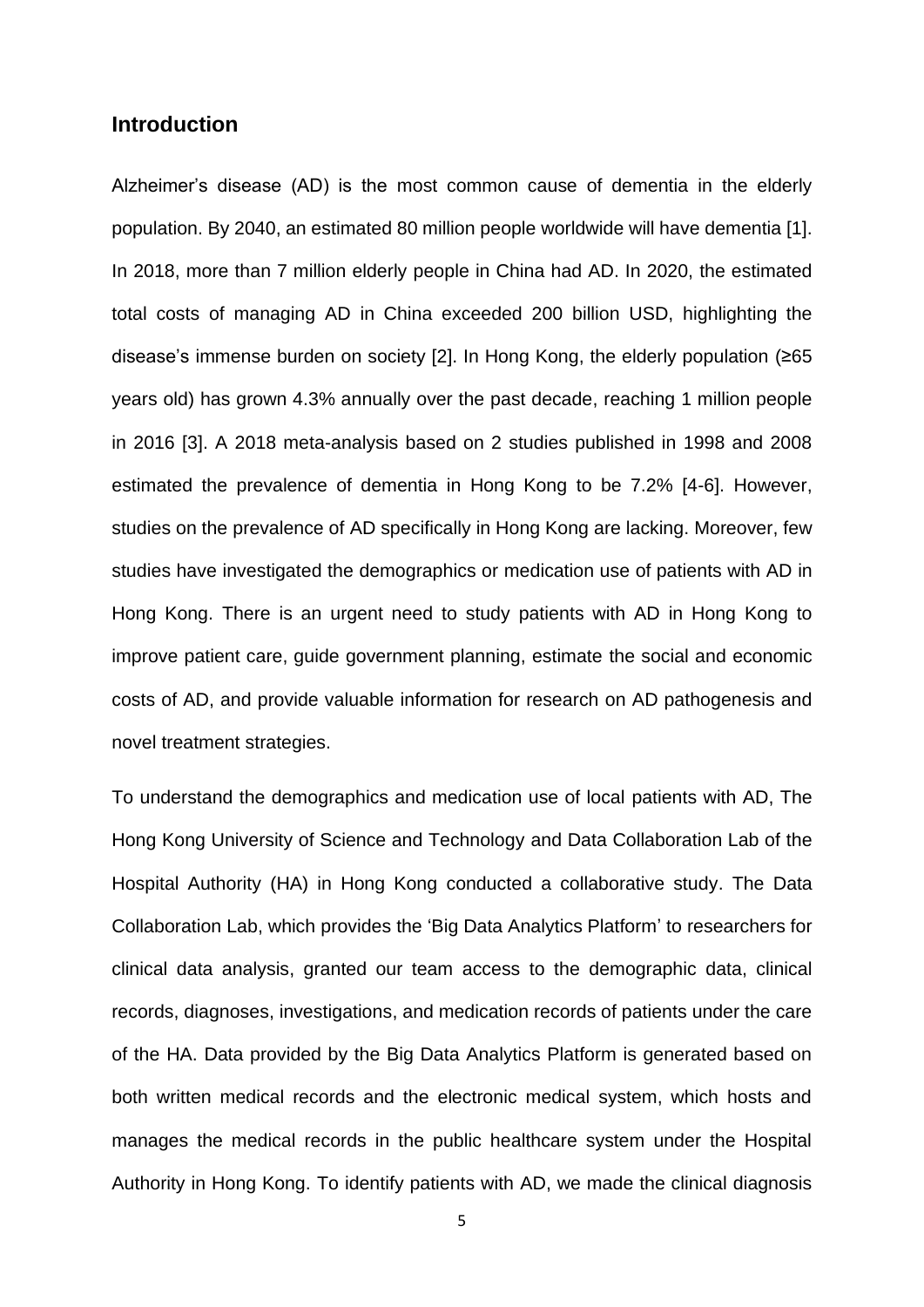## Introduction

Alzheimer's disease (AD) is the most common cause of dementia in the elderly population. By 2040, an estimated 80 million people worldwide will have dementia [1]. In 2018, more than 7 million elderly people in China had AD. In 2020, the estimated total costs of managing AD in China exceeded 200 billion USD, highlighting the disease's immense burden on society [2]. In Hong Kong, the elderly population (≥65 years old) has grown 4.3% annually over the past decade, reaching 1 million people in 2016 [3]. A 2018 meta-analysis based on 2 studies published in 1998 and 2008 estimated the prevalence of dementia in Hong Kong to be 7.2% [4-6]. However, studies on the prevalence of AD specifically in Hong Kong are lacking. Moreover, few studies have investigated the demographics or medication use of patients with AD in Hong Kong. There is an urgent need to study patients with AD in Hong Kong to improve patient care, guide government planning, estimate the social and economic costs of AD, and provide valuable information for research on AD pathogenesis and novel treatment strategies.

To understand the demographics and medication use of local patients with AD, The Hong Kong University of Science and Technology and Data Collaboration Lab of the Hospital Authority (HA) in Hong Kong conducted a collaborative study. The Data Collaboration Lab, which provides the 'Big Data Analytics Platform' to researchers for clinical data analysis, granted our team access to the demographic data, clinical records, diagnoses, investigations, and medication records of patients under the care of the HA. Data provided by the Big Data Analytics Platform is generated based on both written medical records and the electronic medical system, which hosts and manages the medical records in the public healthcare system under the Hospital Authority in Hong Kong. To identify patients with AD, we made the clinical diagnosis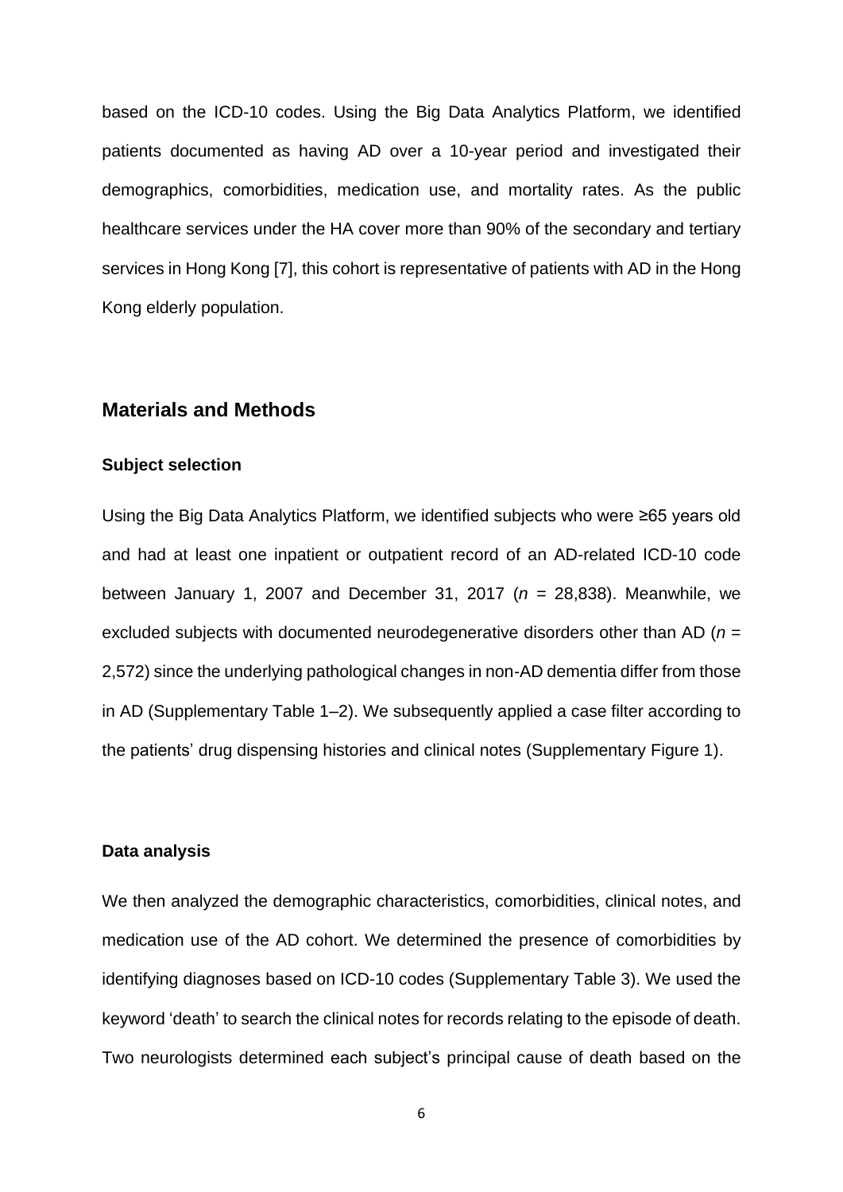based on the ICD-10 codes. Using the Big Data Analytics Platform, we identified patients documented as having AD over a 10-year period and investigated their demographics, comorbidities, medication use, and mortality rates. As the public healthcare services under the HA cover more than 90% of the secondary and tertiary services in Hong Kong [7], this cohort is representative of patients with AD in the Hong Kong elderly population.

## Materials and Methods

### Subject selection

Using the Big Data Analytics Platform, we identified subjects who were ≥65 years old and had at least one inpatient or outpatient record of an AD-related ICD-10 code between January 1, 2007 and December 31, 2017 ($n$ = 28,838). Meanwhile, we excluded subjects with documented neurodegenerative disorders other than AD ($n$ = 2,572) since the underlying pathological changes in non-AD dementia differ from those in AD (Supplementary Table 1–2). We subsequently applied a case filter according to the patients' drug dispensing histories and clinical notes (Supplementary Figure 1).

### Data analysis

We then analyzed the demographic characteristics, comorbidities, clinical notes, and medication use of the AD cohort. We determined the presence of comorbidities by identifying diagnoses based on ICD-10 codes (Supplementary Table 3). We used the keyword 'death' to search the clinical notes for records relating to the episode of death. Two neurologists determined each subject's principal cause of death based on the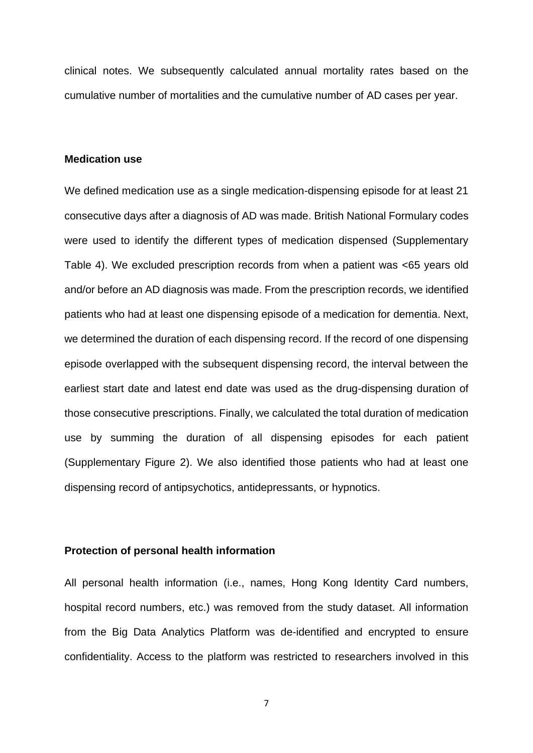clinical notes. We subsequently calculated annual mortality rates based on the cumulative number of mortalities and the cumulative number of AD cases per year.

### Medication use

We defined medication use as a single medication-dispensing episode for at least 21 consecutive days after a diagnosis of AD was made. British National Formulary codes were used to identify the different types of medication dispensed (Supplementary Table 4). We excluded prescription records from when a patient was <65 years old and/or before an AD diagnosis was made. From the prescription records, we identified patients who had at least one dispensing episode of a medication for dementia. Next, we determined the duration of each dispensing record. If the record of one dispensing episode overlapped with the subsequent dispensing record, the interval between the earliest start date and latest end date was used as the drug-dispensing duration of those consecutive prescriptions. Finally, we calculated the total duration of medication use by summing the duration of all dispensing episodes for each patient (Supplementary Figure 2). We also identified those patients who had at least one dispensing record of antipsychotics, antidepressants, or hypnotics.

### Protection of personal health information

All personal health information (i.e., names, Hong Kong Identity Card numbers, hospital record numbers, etc.) was removed from the study dataset. All information from the Big Data Analytics Platform was de-identified and encrypted to ensure confidentiality. Access to the platform was restricted to researchers involved in this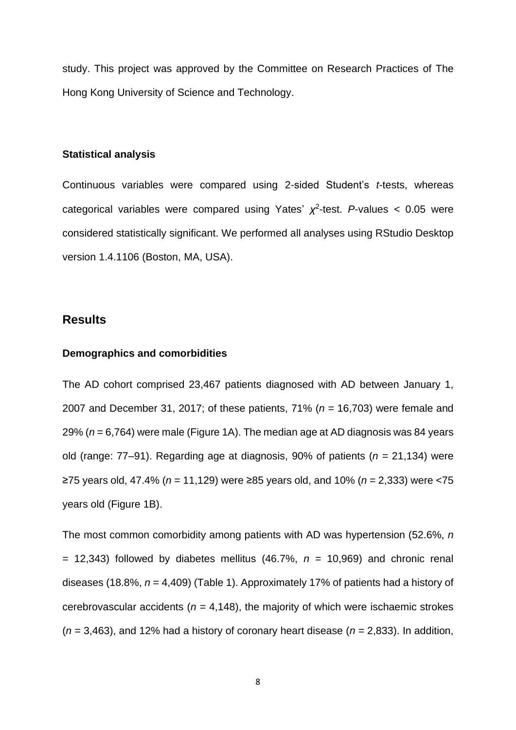study. This project was approved by the Committee on Research Practices of The Hong Kong University of Science and Technology.

### Statistical analysis

Continuous variables were compared using 2-sided Student's *t*-tests, whereas categorical variables were compared using Yates' $\chi^2$-test. *P*-values < 0.05 were considered statistically significant. We performed all analyses using RStudio Desktop version 1.4.1106 (Boston, MA, USA).

## Results

### Demographics and comorbidities

The AD cohort comprised 23,467 patients diagnosed with AD between January 1, 2007 and December 31, 2017; of these patients, 71% (*n* = 16,703) were female and 29% (*n* = 6,764) were male (Figure 1A). The median age at AD diagnosis was 84 years old (range: 77–91). Regarding age at diagnosis, 90% of patients (*n* = 21,134) were ≥75 years old, 47.4% (*n* = 11,129) were ≥85 years old, and 10% (*n* = 2,333) were <75 years old (Figure 1B).

The most common comorbidity among patients with AD was hypertension (52.6%, *n* = 12,343) followed by diabetes mellitus (46.7%, *n* = 10,969) and chronic renal diseases (18.8%, *n* = 4,409) (Table 1). Approximately 17% of patients had a history of cerebrovascular accidents (*n* = 4,148), the majority of which were ischaemic strokes (*n* = 3,463), and 12% had a history of coronary heart disease (*n* = 2,833). In addition,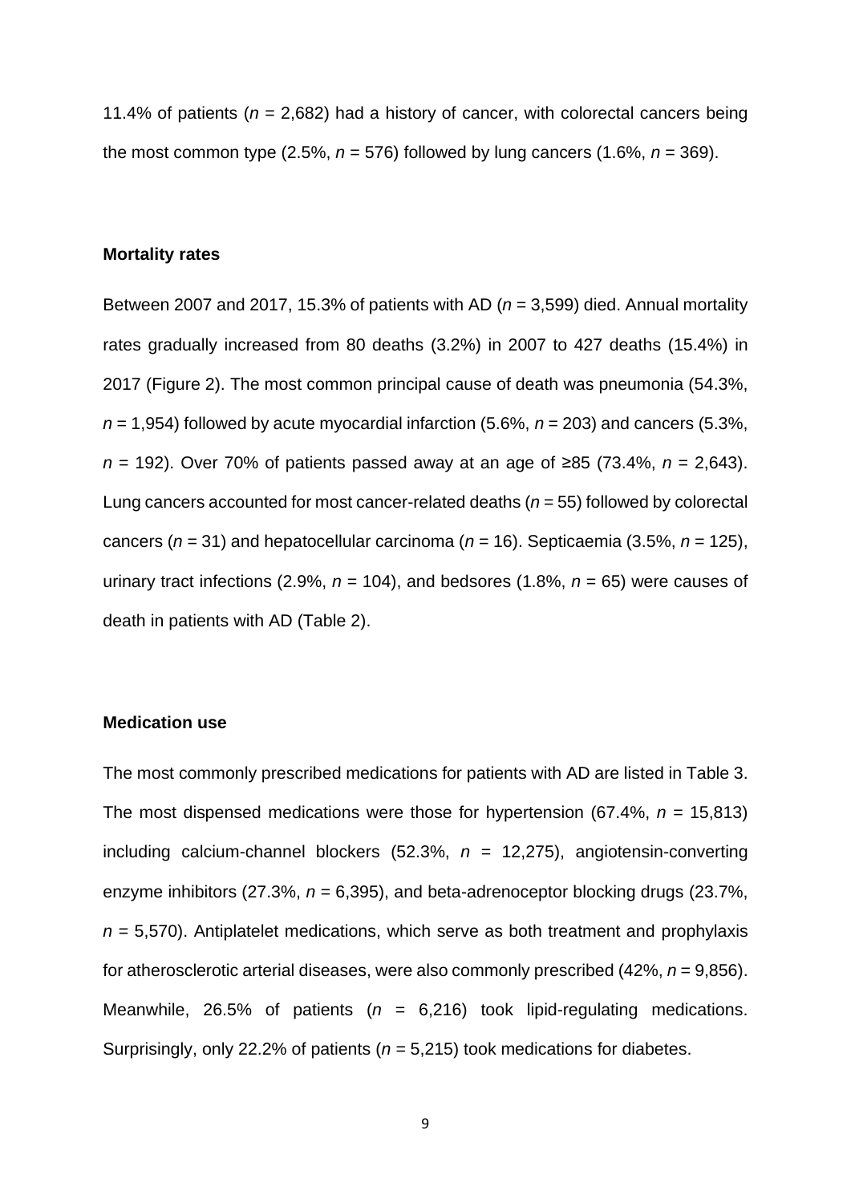11.4% of patients (*n* = 2,682) had a history of cancer, with colorectal cancers being the most common type (2.5%, *n* = 576) followed by lung cancers (1.6%, *n* = 369).

### Mortality rates

Between 2007 and 2017, 15.3% of patients with AD (*n* = 3,599) died. Annual mortality rates gradually increased from 80 deaths (3.2%) in 2007 to 427 deaths (15.4%) in 2017 (Figure 2). The most common principal cause of death was pneumonia (54.3%, *n* = 1,954) followed by acute myocardial infarction (5.6%, *n* = 203) and cancers (5.3%, *n* = 192). Over 70% of patients passed away at an age of ≥85 (73.4%, *n* = 2,643). Lung cancers accounted for most cancer-related deaths (*n* = 55) followed by colorectal cancers (*n* = 31) and hepatocellular carcinoma (*n* = 16). Septicaemia (3.5%, *n* = 125), urinary tract infections (2.9%, *n* = 104), and bedsores (1.8%, *n* = 65) were causes of death in patients with AD (Table 2).

### Medication use

The most commonly prescribed medications for patients with AD are listed in Table 3. The most dispensed medications were those for hypertension (67.4%, *n* = 15,813) including calcium-channel blockers (52.3%, *n* = 12,275), angiotensin-converting enzyme inhibitors (27.3%, *n* = 6,395), and beta-adrenoceptor blocking drugs (23.7%, *n* = 5,570). Antiplatelet medications, which serve as both treatment and prophylaxis for atherosclerotic arterial diseases, were also commonly prescribed (42%, *n* = 9,856). Meanwhile, 26.5% of patients (*n* = 6,216) took lipid-regulating medications. Surprisingly, only 22.2% of patients (*n* = 5,215) took medications for diabetes.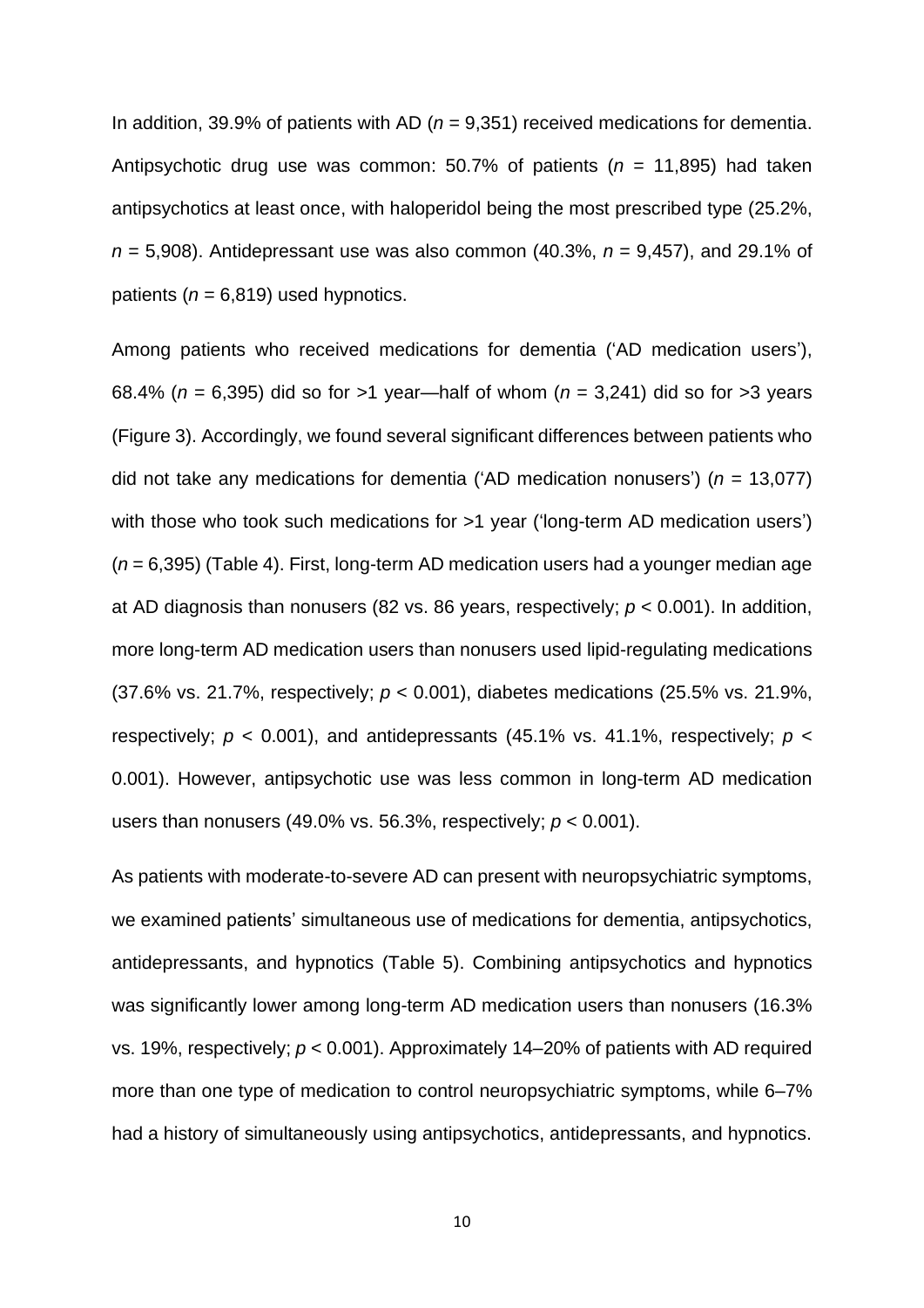In addition, 39.9% of patients with AD (*n* = 9,351) received medications for dementia. Antipsychotic drug use was common: 50.7% of patients (*n* = 11,895) had taken antipsychotics at least once, with haloperidol being the most prescribed type (25.2%, *n* = 5,908). Antidepressant use was also common (40.3%, *n* = 9,457), and 29.1% of patients (*n* = 6,819) used hypnotics.

Among patients who received medications for dementia ('AD medication users'), 68.4% (*n* = 6,395) did so for >1 year—half of whom (*n* = 3,241) did so for >3 years (Figure 3). Accordingly, we found several significant differences between patients who did not take any medications for dementia ('AD medication nonusers') (*n* = 13,077) with those who took such medications for >1 year ('long-term AD medication users') (*n* = 6,395) (Table 4). First, long-term AD medication users had a younger median age at AD diagnosis than nonusers (82 vs. 86 years, respectively; $p < 0.001$). In addition, more long-term AD medication users than nonusers used lipid-regulating medications (37.6% vs. 21.7%, respectively; $p < 0.001$), diabetes medications (25.5% vs. 21.9%, respectively; $p < 0.001$), and antidepressants (45.1% vs. 41.1%, respectively; $p < 0.001$). However, antipsychotic use was less common in long-term AD medication users than nonusers (49.0% vs. 56.3%, respectively; $p < 0.001$).

As patients with moderate-to-severe AD can present with neuropsychiatric symptoms, we examined patients' simultaneous use of medications for dementia, antipsychotics, antidepressants, and hypnotics (Table 5). Combining antipsychotics and hypnotics was significantly lower among long-term AD medication users than nonusers (16.3% vs. 19%, respectively; $p < 0.001$). Approximately 14–20% of patients with AD required more than one type of medication to control neuropsychiatric symptoms, while 6–7% had a history of simultaneously using antipsychotics, antidepressants, and hypnotics.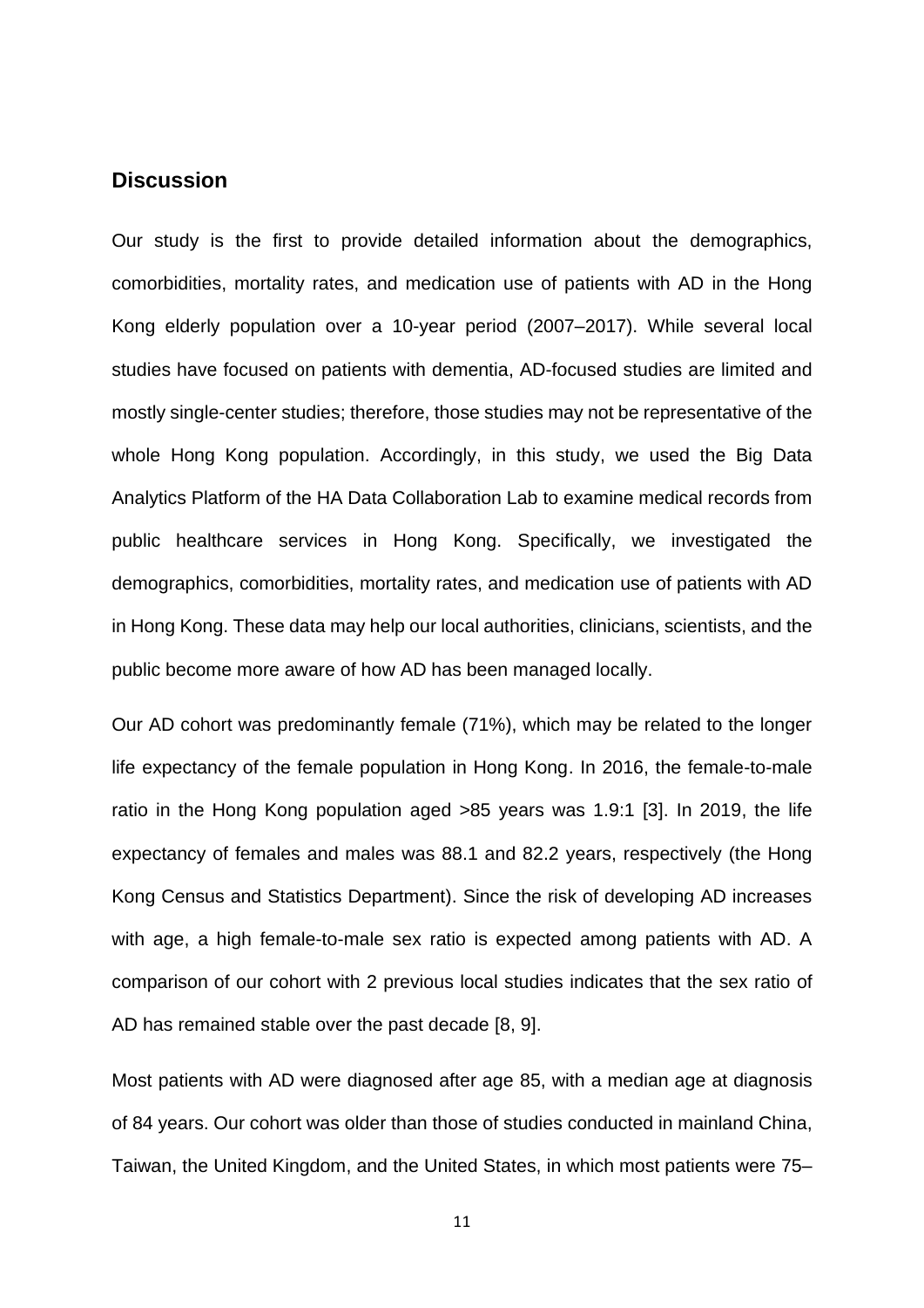## Discussion

Our study is the first to provide detailed information about the demographics, comorbidities, mortality rates, and medication use of patients with AD in the Hong Kong elderly population over a 10-year period (2007–2017). While several local studies have focused on patients with dementia, AD-focused studies are limited and mostly single-center studies; therefore, those studies may not be representative of the whole Hong Kong population. Accordingly, in this study, we used the Big Data Analytics Platform of the HA Data Collaboration Lab to examine medical records from public healthcare services in Hong Kong. Specifically, we investigated the demographics, comorbidities, mortality rates, and medication use of patients with AD in Hong Kong. These data may help our local authorities, clinicians, scientists, and the public become more aware of how AD has been managed locally.

Our AD cohort was predominantly female (71%), which may be related to the longer life expectancy of the female population in Hong Kong. In 2016, the female-to-male ratio in the Hong Kong population aged >85 years was 1.9:1 [3]. In 2019, the life expectancy of females and males was 88.1 and 82.2 years, respectively (the Hong Kong Census and Statistics Department). Since the risk of developing AD increases with age, a high female-to-male sex ratio is expected among patients with AD. A comparison of our cohort with 2 previous local studies indicates that the sex ratio of AD has remained stable over the past decade [8, 9].

Most patients with AD were diagnosed after age 85, with a median age at diagnosis of 84 years. Our cohort was older than those of studies conducted in mainland China, Taiwan, the United Kingdom, and the United States, in which most patients were 75–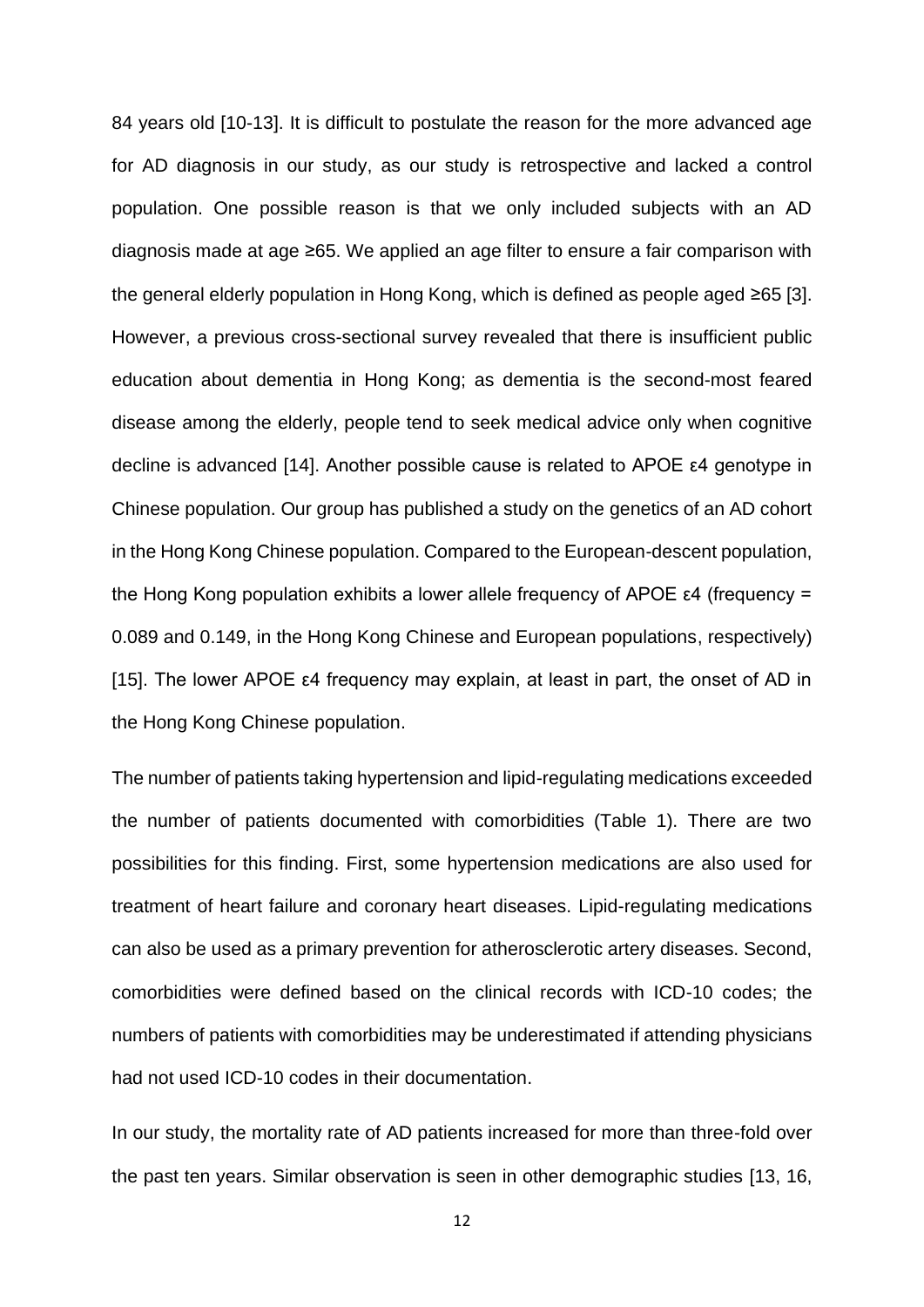84 years old [10-13]. It is difficult to postulate the reason for the more advanced age for AD diagnosis in our study, as our study is retrospective and lacked a control population. One possible reason is that we only included subjects with an AD diagnosis made at age ≥65. We applied an age filter to ensure a fair comparison with the general elderly population in Hong Kong, which is defined as people aged ≥65 [3]. However, a previous cross-sectional survey revealed that there is insufficient public education about dementia in Hong Kong; as dementia is the second-most feared disease among the elderly, people tend to seek medical advice only when cognitive decline is advanced [14]. Another possible cause is related to APOE ε4 genotype in Chinese population. Our group has published a study on the genetics of an AD cohort in the Hong Kong Chinese population. Compared to the European-descent population, the Hong Kong population exhibits a lower allele frequency of APOE ε4 (frequency = 0.089 and 0.149, in the Hong Kong Chinese and European populations, respectively) [15]. The lower APOE ε4 frequency may explain, at least in part, the onset of AD in the Hong Kong Chinese population.

The number of patients taking hypertension and lipid-regulating medications exceeded the number of patients documented with comorbidities (Table 1). There are two possibilities for this finding. First, some hypertension medications are also used for treatment of heart failure and coronary heart diseases. Lipid-regulating medications can also be used as a primary prevention for atherosclerotic artery diseases. Second, comorbidities were defined based on the clinical records with ICD-10 codes; the numbers of patients with comorbidities may be underestimated if attending physicians had not used ICD-10 codes in their documentation.

In our study, the mortality rate of AD patients increased for more than three-fold over the past ten years. Similar observation is seen in other demographic studies [13, 16,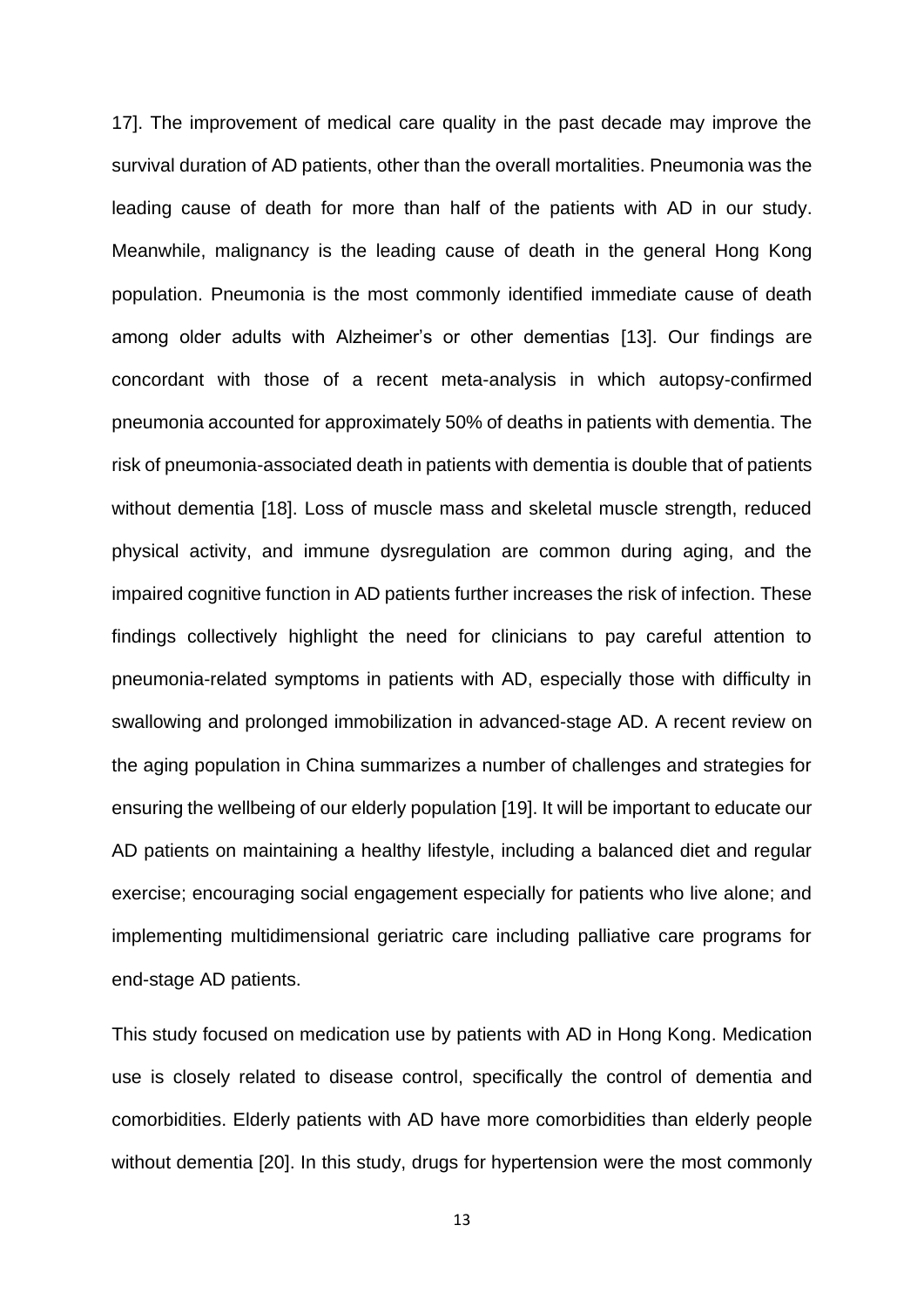17]. The improvement of medical care quality in the past decade may improve the survival duration of AD patients, other than the overall mortalities. Pneumonia was the leading cause of death for more than half of the patients with AD in our study. Meanwhile, malignancy is the leading cause of death in the general Hong Kong population. Pneumonia is the most commonly identified immediate cause of death among older adults with Alzheimer's or other dementias [13]. Our findings are concordant with those of a recent meta-analysis in which autopsy-confirmed pneumonia accounted for approximately 50% of deaths in patients with dementia. The risk of pneumonia-associated death in patients with dementia is double that of patients without dementia [18]. Loss of muscle mass and skeletal muscle strength, reduced physical activity, and immune dysregulation are common during aging, and the impaired cognitive function in AD patients further increases the risk of infection. These findings collectively highlight the need for clinicians to pay careful attention to pneumonia-related symptoms in patients with AD, especially those with difficulty in swallowing and prolonged immobilization in advanced-stage AD. A recent review on the aging population in China summarizes a number of challenges and strategies for ensuring the wellbeing of our elderly population [19]. It will be important to educate our AD patients on maintaining a healthy lifestyle, including a balanced diet and regular exercise; encouraging social engagement especially for patients who live alone; and implementing multidimensional geriatric care including palliative care programs for end-stage AD patients.

This study focused on medication use by patients with AD in Hong Kong. Medication use is closely related to disease control, specifically the control of dementia and comorbidities. Elderly patients with AD have more comorbidities than elderly people without dementia [20]. In this study, drugs for hypertension were the most commonly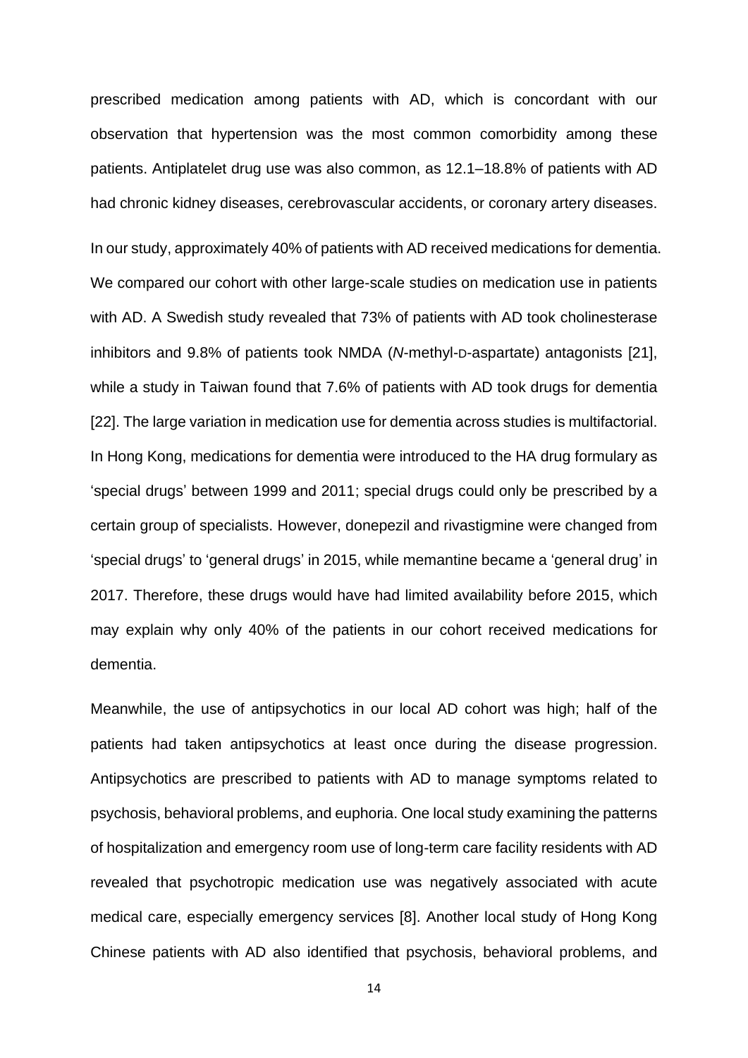prescribed medication among patients with AD, which is concordant with our observation that hypertension was the most common comorbidity among these patients. Antiplatelet drug use was also common, as 12.1–18.8% of patients with AD had chronic kidney diseases, cerebrovascular accidents, or coronary artery diseases.

In our study, approximately 40% of patients with AD received medications for dementia. We compared our cohort with other large-scale studies on medication use in patients with AD. A Swedish study revealed that 73% of patients with AD took cholinesterase inhibitors and 9.8% of patients took NMDA (*N*-methyl-D-aspartate) antagonists [21], while a study in Taiwan found that 7.6% of patients with AD took drugs for dementia [22]. The large variation in medication use for dementia across studies is multifactorial. In Hong Kong, medications for dementia were introduced to the HA drug formulary as 'special drugs' between 1999 and 2011; special drugs could only be prescribed by a certain group of specialists. However, donepezil and rivastigmine were changed from 'special drugs' to 'general drugs' in 2015, while memantine became a 'general drug' in 2017. Therefore, these drugs would have had limited availability before 2015, which may explain why only 40% of the patients in our cohort received medications for dementia.

Meanwhile, the use of antipsychotics in our local AD cohort was high; half of the patients had taken antipsychotics at least once during the disease progression. Antipsychotics are prescribed to patients with AD to manage symptoms related to psychosis, behavioral problems, and euphoria. One local study examining the patterns of hospitalization and emergency room use of long-term care facility residents with AD revealed that psychotropic medication use was negatively associated with acute medical care, especially emergency services [8]. Another local study of Hong Kong Chinese patients with AD also identified that psychosis, behavioral problems, and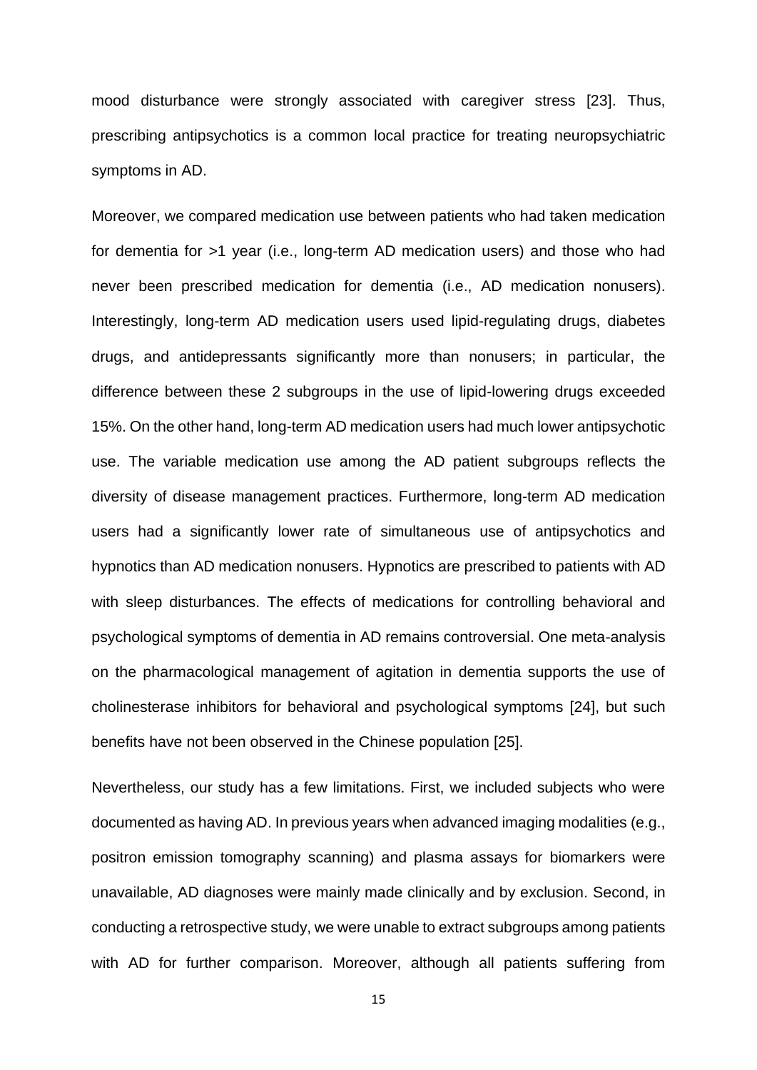mood disturbance were strongly associated with caregiver stress [23]. Thus, prescribing antipsychotics is a common local practice for treating neuropsychiatric symptoms in AD.

Moreover, we compared medication use between patients who had taken medication for dementia for >1 year (i.e., long-term AD medication users) and those who had never been prescribed medication for dementia (i.e., AD medication nonusers). Interestingly, long-term AD medication users used lipid-regulating drugs, diabetes drugs, and antidepressants significantly more than nonusers; in particular, the difference between these 2 subgroups in the use of lipid-lowering drugs exceeded 15%. On the other hand, long-term AD medication users had much lower antipsychotic use. The variable medication use among the AD patient subgroups reflects the diversity of disease management practices. Furthermore, long-term AD medication users had a significantly lower rate of simultaneous use of antipsychotics and hypnotics than AD medication nonusers. Hypnotics are prescribed to patients with AD with sleep disturbances. The effects of medications for controlling behavioral and psychological symptoms of dementia in AD remains controversial. One meta-analysis on the pharmacological management of agitation in dementia supports the use of cholinesterase inhibitors for behavioral and psychological symptoms [24], but such benefits have not been observed in the Chinese population [25].

Nevertheless, our study has a few limitations. First, we included subjects who were documented as having AD. In previous years when advanced imaging modalities (e.g., positron emission tomography scanning) and plasma assays for biomarkers were unavailable, AD diagnoses were mainly made clinically and by exclusion. Second, in conducting a retrospective study, we were unable to extract subgroups among patients with AD for further comparison. Moreover, although all patients suffering from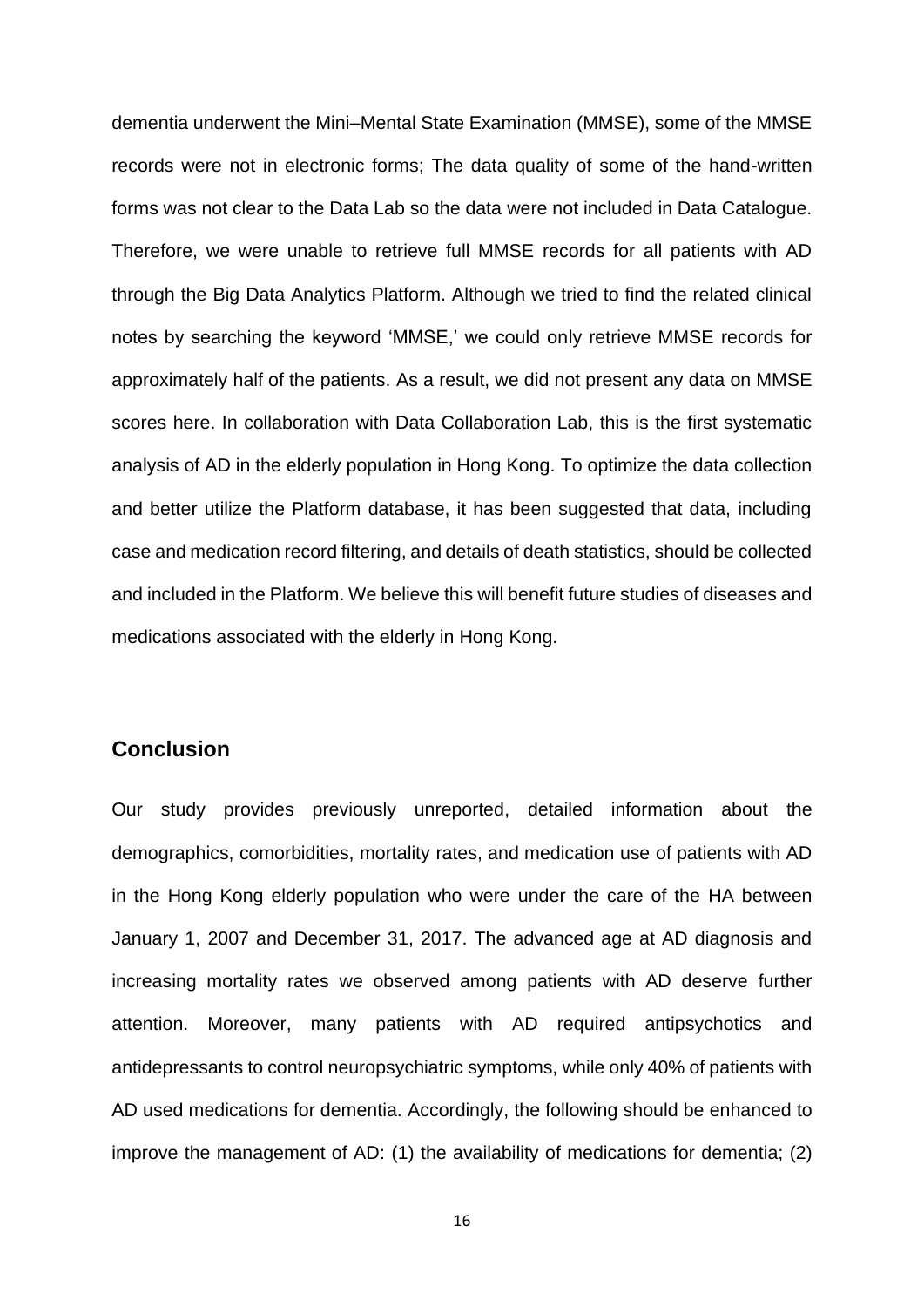dementia underwent the Mini–Mental State Examination (MMSE), some of the MMSE records were not in electronic forms; The data quality of some of the hand-written forms was not clear to the Data Lab so the data were not included in Data Catalogue. Therefore, we were unable to retrieve full MMSE records for all patients with AD through the Big Data Analytics Platform. Although we tried to find the related clinical notes by searching the keyword 'MMSE,' we could only retrieve MMSE records for approximately half of the patients. As a result, we did not present any data on MMSE scores here. In collaboration with Data Collaboration Lab, this is the first systematic analysis of AD in the elderly population in Hong Kong. To optimize the data collection and better utilize the Platform database, it has been suggested that data, including case and medication record filtering, and details of death statistics, should be collected and included in the Platform. We believe this will benefit future studies of diseases and medications associated with the elderly in Hong Kong.

## Conclusion

Our study provides previously unreported, detailed information about the demographics, comorbidities, mortality rates, and medication use of patients with AD in the Hong Kong elderly population who were under the care of the HA between January 1, 2007 and December 31, 2017. The advanced age at AD diagnosis and increasing mortality rates we observed among patients with AD deserve further attention. Moreover, many patients with AD required antipsychotics and antidepressants to control neuropsychiatric symptoms, while only 40% of patients with AD used medications for dementia. Accordingly, the following should be enhanced to improve the management of AD: (1) the availability of medications for dementia; (2)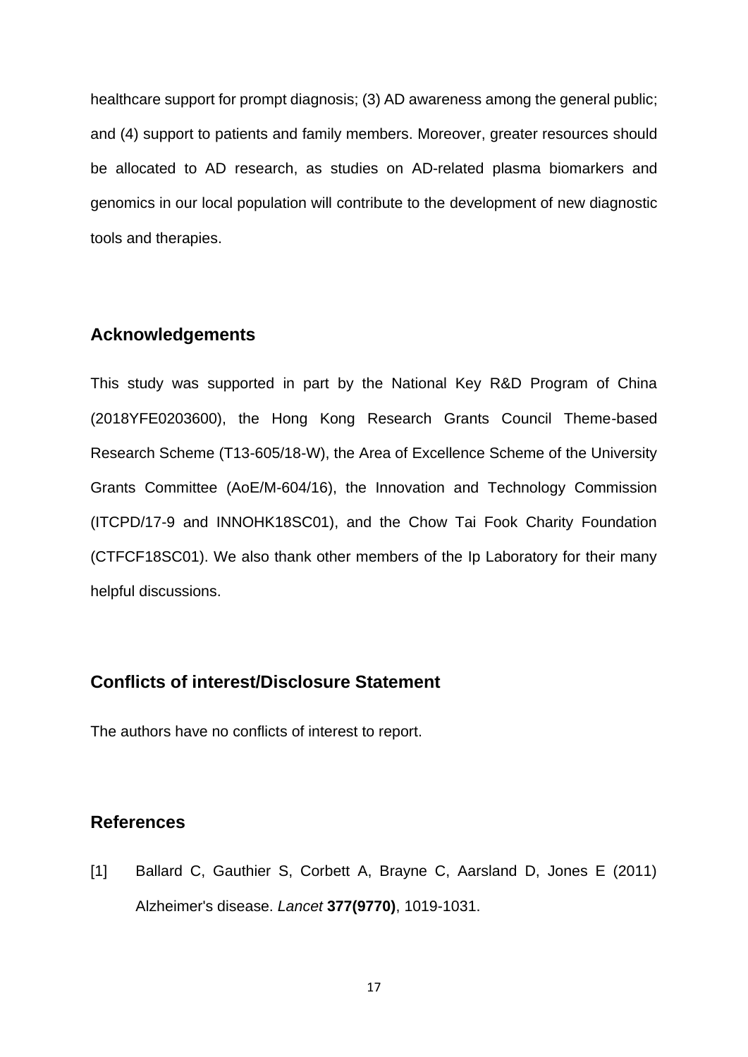healthcare support for prompt diagnosis; (3) AD awareness among the general public; and (4) support to patients and family members. Moreover, greater resources should be allocated to AD research, as studies on AD-related plasma biomarkers and genomics in our local population will contribute to the development of new diagnostic tools and therapies.

## Acknowledgements

This study was supported in part by the National Key R&D Program of China (2018YFE0203600), the Hong Kong Research Grants Council Theme-based Research Scheme (T13-605/18-W), the Area of Excellence Scheme of the University Grants Committee (AoE/M-604/16), the Innovation and Technology Commission (ITCPD/17-9 and INNOHK18SC01), and the Chow Tai Fook Charity Foundation (CTFCF18SC01). We also thank other members of the Ip Laboratory for their many helpful discussions.

## Conflicts of interest/Disclosure Statement

The authors have no conflicts of interest to report.

## References

[1] Ballard C, Gauthier S, Corbett A, Brayne C, Aarsland D, Jones E (2011) Alzheimer's disease. *Lancet* **377(9770)**, 1019-1031.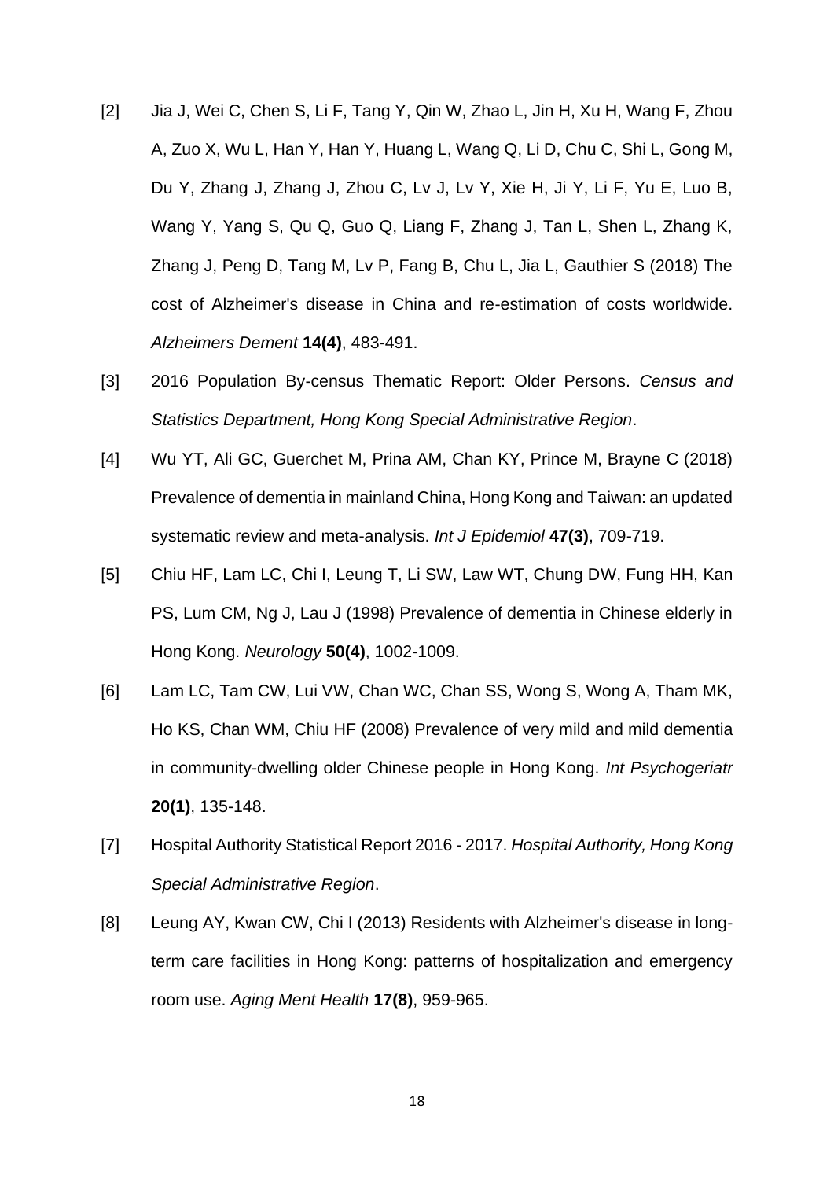[2] Jia J, Wei C, Chen S, Li F, Tang Y, Qin W, Zhao L, Jin H, Xu H, Wang F, Zhou A, Zuo X, Wu L, Han Y, Han Y, Huang L, Wang Q, Li D, Chu C, Shi L, Gong M, Du Y, Zhang J, Zhang J, Zhou C, Lv J, Lv Y, Xie H, Ji Y, Li F, Yu E, Luo B, Wang Y, Yang S, Qu Q, Guo Q, Liang F, Zhang J, Tan L, Shen L, Zhang K, Zhang J, Peng D, Tang M, Lv P, Fang B, Chu L, Jia L, Gauthier S (2018) The cost of Alzheimer's disease in China and re-estimation of costs worldwide. *Alzheimers Dement* **14(4)**, 483-491.

[3] 2016 Population By-census Thematic Report: Older Persons. *Census and Statistics Department, Hong Kong Special Administrative Region*.

[4] Wu YT, Ali GC, Guerchet M, Prina AM, Chan KY, Prince M, Brayne C (2018) Prevalence of dementia in mainland China, Hong Kong and Taiwan: an updated systematic review and meta-analysis. *Int J Epidemiol* **47(3)**, 709-719.

[5] Chiu HF, Lam LC, Chi I, Leung T, Li SW, Law WT, Chung DW, Fung HH, Kan PS, Lum CM, Ng J, Lau J (1998) Prevalence of dementia in Chinese elderly in Hong Kong. *Neurology* **50(4)**, 1002-1009.

[6] Lam LC, Tam CW, Lui VW, Chan WC, Chan SS, Wong S, Wong A, Tham MK, Ho KS, Chan WM, Chiu HF (2008) Prevalence of very mild and mild dementia in community-dwelling older Chinese people in Hong Kong. *Int Psychogeriatr* **20(1)**, 135-148.

[7] Hospital Authority Statistical Report 2016 - 2017. *Hospital Authority, Hong Kong Special Administrative Region*.

[8] Leung AY, Kwan CW, Chi I (2013) Residents with Alzheimer's disease in long-term care facilities in Hong Kong: patterns of hospitalization and emergency room use. *Aging Ment Health* **17(8)**, 959-965.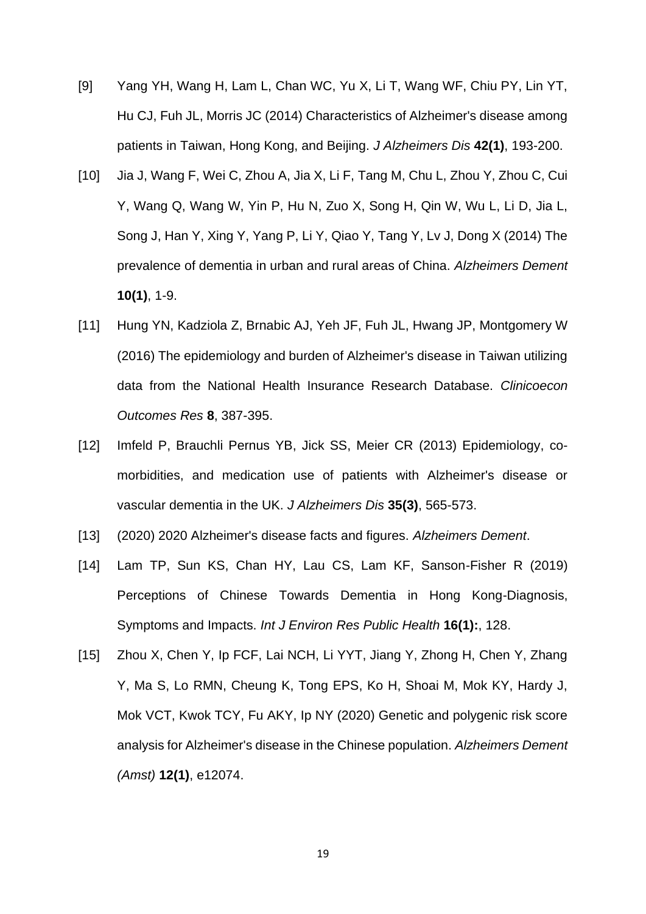[9] Yang YH, Wang H, Lam L, Chan WC, Yu X, Li T, Wang WF, Chiu PY, Lin YT, Hu CJ, Fuh JL, Morris JC (2014) Characteristics of Alzheimer's disease among patients in Taiwan, Hong Kong, and Beijing. *J Alzheimers Dis* **42(1)**, 193-200.

[10] Jia J, Wang F, Wei C, Zhou A, Jia X, Li F, Tang M, Chu L, Zhou Y, Zhou C, Cui Y, Wang Q, Wang W, Yin P, Hu N, Zuo X, Song H, Qin W, Wu L, Li D, Jia L, Song J, Han Y, Xing Y, Yang P, Li Y, Qiao Y, Tang Y, Lv J, Dong X (2014) The prevalence of dementia in urban and rural areas of China. *Alzheimers Dement* **10(1)**, 1-9.

[11] Hung YN, Kadziola Z, Brnabic AJ, Yeh JF, Fuh JL, Hwang JP, Montgomery W (2016) The epidemiology and burden of Alzheimer's disease in Taiwan utilizing data from the National Health Insurance Research Database. *Clinicoecon Outcomes Res* **8**, 387-395.

[12] Imfeld P, Brauchli Pernus YB, Jick SS, Meier CR (2013) Epidemiology, co-morbidities, and medication use of patients with Alzheimer's disease or vascular dementia in the UK. *J Alzheimers Dis* **35(3)**, 565-573.

[13] (2020) 2020 Alzheimer's disease facts and figures. *Alzheimers Dement*.

[14] Lam TP, Sun KS, Chan HY, Lau CS, Lam KF, Sanson-Fisher R (2019) Perceptions of Chinese Towards Dementia in Hong Kong-Diagnosis, Symptoms and Impacts. *Int J Environ Res Public Health* **16(1):**, 128.

[15] Zhou X, Chen Y, Ip FCF, Lai NCH, Li YYT, Jiang Y, Zhong H, Chen Y, Zhang Y, Ma S, Lo RMN, Cheung K, Tong EPS, Ko H, Shoai M, Mok KY, Hardy J, Mok VCT, Kwok TCY, Fu AKY, Ip NY (2020) Genetic and polygenic risk score analysis for Alzheimer's disease in the Chinese population. *Alzheimers Dement (Amst)* **12(1)**, e12074.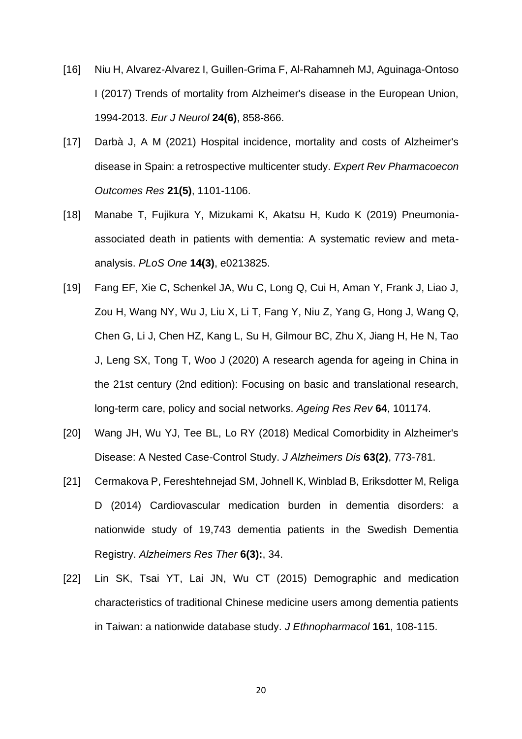[16] Niu H, Alvarez-Alvarez I, Guillen-Grima F, Al-Rahamneh MJ, Aguinaga-Ontoso I (2017) Trends of mortality from Alzheimer's disease in the European Union, 1994-2013. *Eur J Neurol* **24(6)**, 858-866.

[17] Darbà J, A M (2021) Hospital incidence, mortality and costs of Alzheimer's disease in Spain: a retrospective multicenter study. *Expert Rev Pharmacoecon Outcomes Res* **21(5)**, 1101-1106.

[18] Manabe T, Fujikura Y, Mizukami K, Akatsu H, Kudo K (2019) Pneumonia-associated death in patients with dementia: A systematic review and meta-analysis. *PLoS One* **14(3)**, e0213825.

[19] Fang EF, Xie C, Schenkel JA, Wu C, Long Q, Cui H, Aman Y, Frank J, Liao J, Zou H, Wang NY, Wu J, Liu X, Li T, Fang Y, Niu Z, Yang G, Hong J, Wang Q, Chen G, Li J, Chen HZ, Kang L, Su H, Gilmour BC, Zhu X, Jiang H, He N, Tao J, Leng SX, Tong T, Woo J (2020) A research agenda for ageing in China in the 21st century (2nd edition): Focusing on basic and translational research, long-term care, policy and social networks. *Ageing Res Rev* **64**, 101174.

[20] Wang JH, Wu YJ, Tee BL, Lo RY (2018) Medical Comorbidity in Alzheimer's Disease: A Nested Case-Control Study. *J Alzheimers Dis* **63(2)**, 773-781.

[21] Cermakova P, Fereshtehnejad SM, Johnell K, Winblad B, Eriksdotter M, Religa D (2014) Cardiovascular medication burden in dementia disorders: a nationwide study of 19,743 dementia patients in the Swedish Dementia Registry. *Alzheimers Res Ther* **6(3):**, 34.

[22] Lin SK, Tsai YT, Lai JN, Wu CT (2015) Demographic and medication characteristics of traditional Chinese medicine users among dementia patients in Taiwan: a nationwide database study. *J Ethnopharmacol* **161**, 108-115.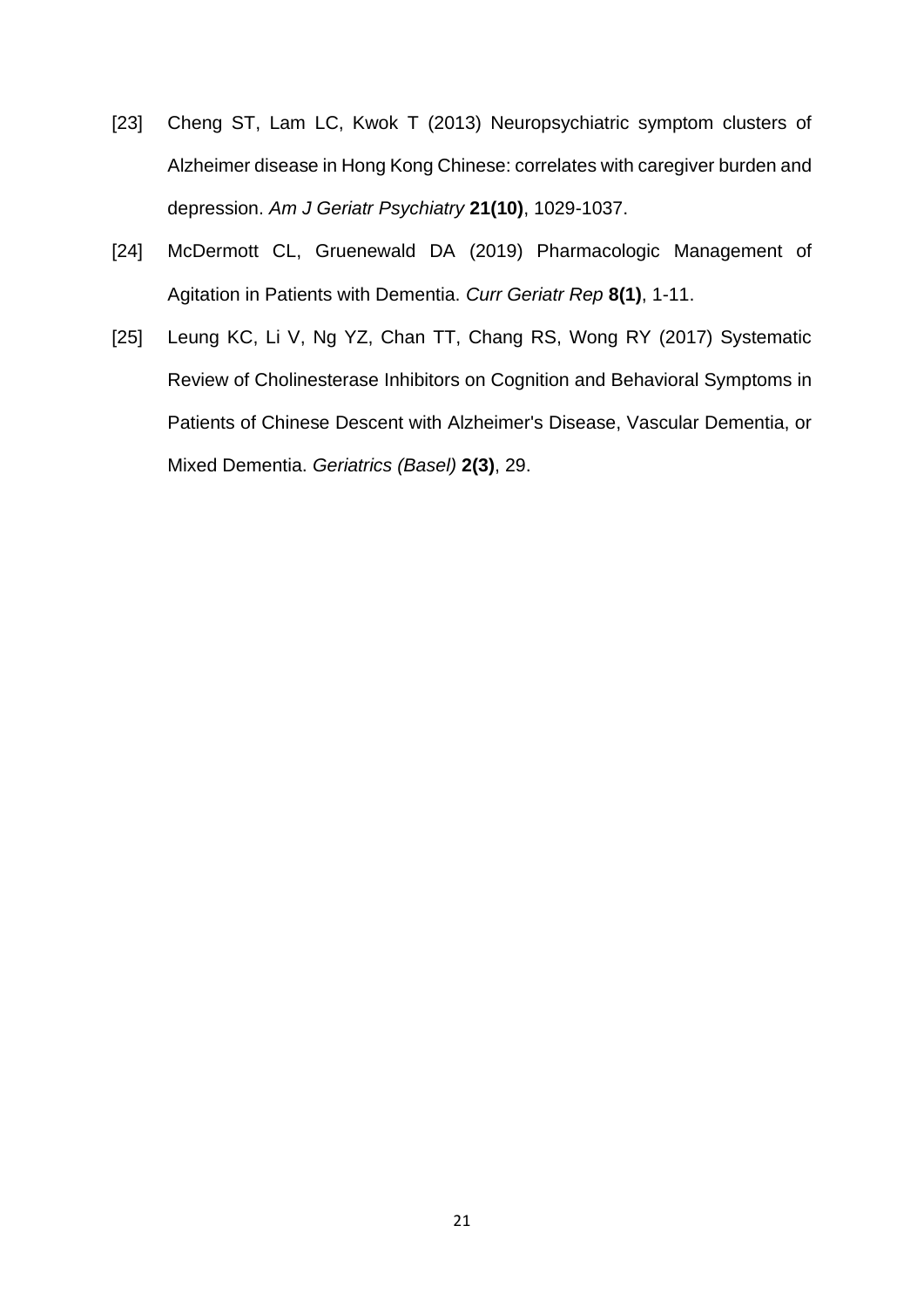[23] Cheng ST, Lam LC, Kwok T (2013) Neuropsychiatric symptom clusters of Alzheimer disease in Hong Kong Chinese: correlates with caregiver burden and depression. *Am J Geriatr Psychiatry* **21(10)**, 1029-1037.

[24] McDermott CL, Gruenewald DA (2019) Pharmacologic Management of Agitation in Patients with Dementia. *Curr Geriatr Rep* **8(1)**, 1-11.

[25] Leung KC, Li V, Ng YZ, Chan TT, Chang RS, Wong RY (2017) Systematic Review of Cholinesterase Inhibitors on Cognition and Behavioral Symptoms in Patients of Chinese Descent with Alzheimer's Disease, Vascular Dementia, or Mixed Dementia. *Geriatrics (Basel)* **2(3)**, 29.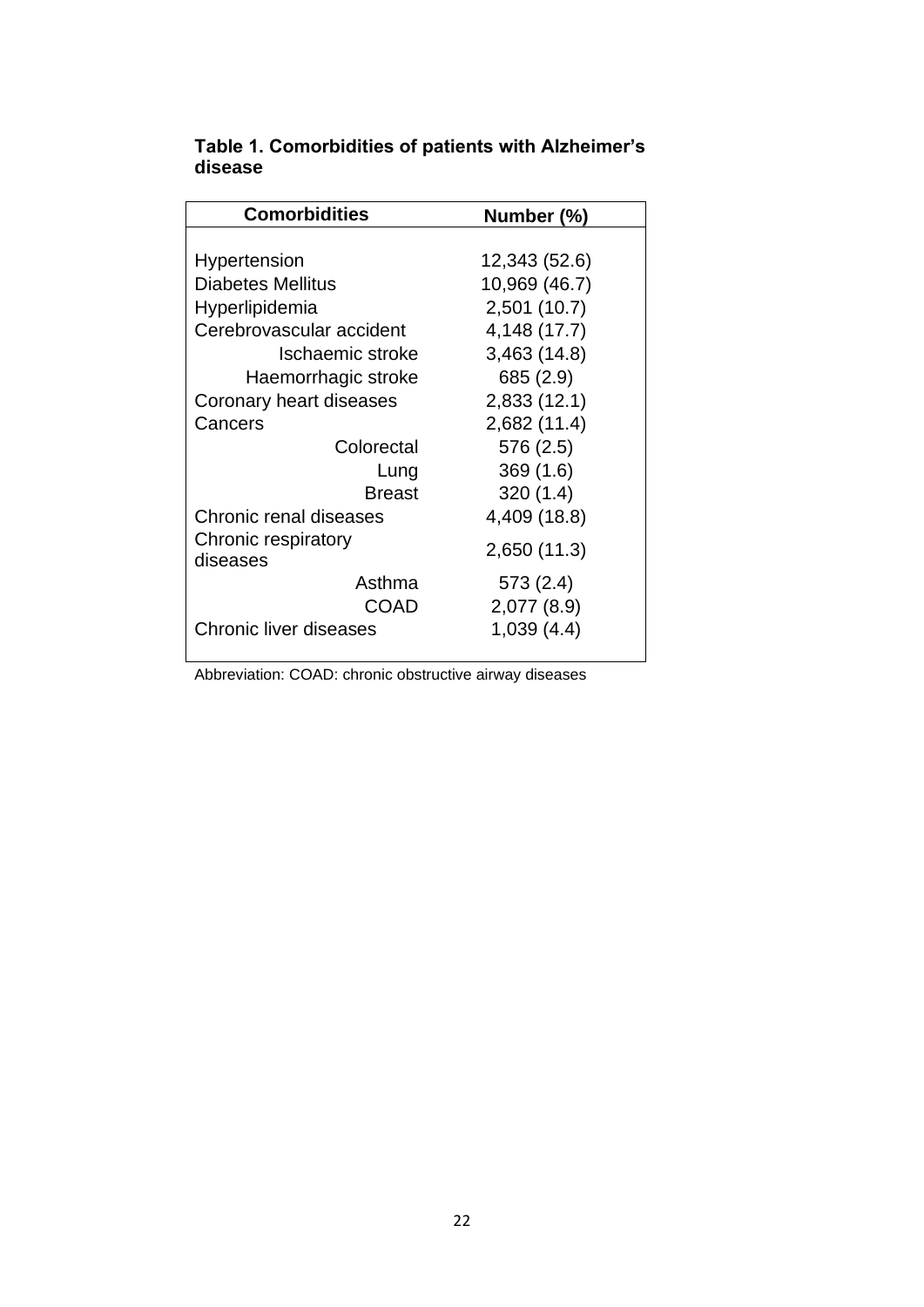**Table 1. Comorbidities of patients with Alzheimer's disease**

| Comorbidities | Number (%) |
|---|---|
| Hypertension | 12,343 (52.6) |
| Diabetes Mellitus | 10,969 (46.7) |
| Hyperlipidemia | 2,501 (10.7) |
| Cerebrovascular accident | 4,148 (17.7) |
| Ischaemic stroke | 3,463 (14.8) |
| Haemorrhagic stroke | 685 (2.9) |
| Coronary heart diseases | 2,833 (12.1) |
| Cancers | 2,682 (11.4) |
| Colorectal | 576 (2.5) |
| Lung | 369 (1.6) |
| Breast | 320 (1.4) |
| Chronic renal diseases | 4,409 (18.8) |
| Chronic respiratory diseases | 2,650 (11.3) |
| Asthma | 573 (2.4) |
| COAD | 2,077 (8.9) |
| Chronic liver diseases | 1,039 (4.4) |

Abbreviation: COAD: chronic obstructive airway diseases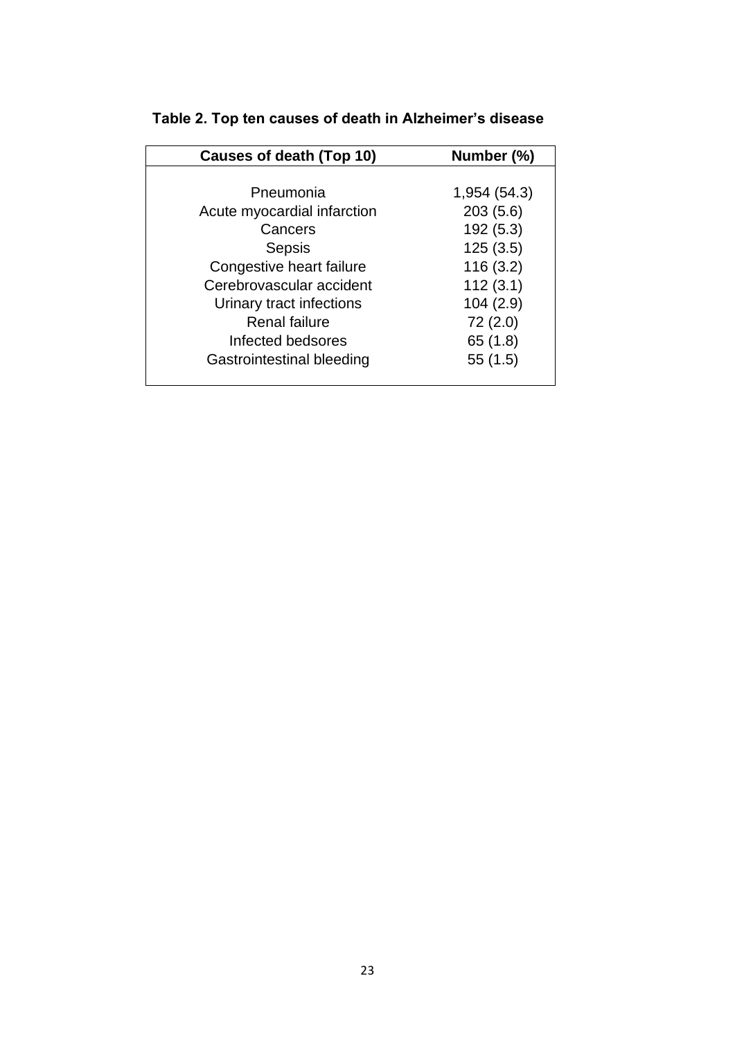**Table 2. Top ten causes of death in Alzheimer's disease**

| Causes of death (Top 10) | Number (%) |
|---|---|
| Pneumonia | 1,954 (54.3) |
| Acute myocardial infarction | 203 (5.6) |
| Cancers | 192 (5.3) |
| Sepsis | 125 (3.5) |
| Congestive heart failure | 116 (3.2) |
| Cerebrovascular accident | 112 (3.1) |
| Urinary tract infections | 104 (2.9) |
| Renal failure | 72 (2.0) |
| Infected bedsores | 65 (1.8) |
| Gastrointestinal bleeding | 55 (1.5) |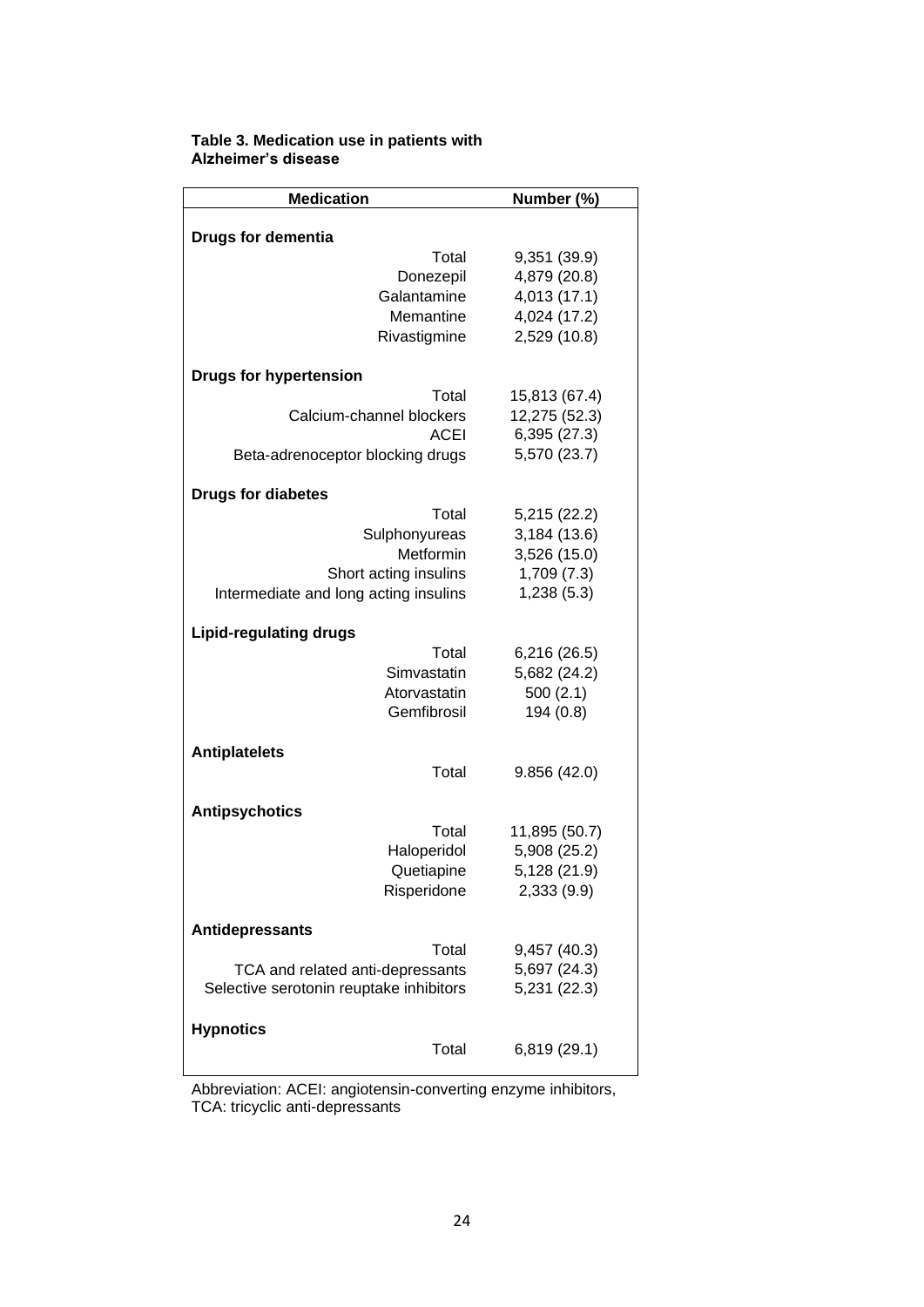**Table 3. Medication use in patients with Alzheimer's disease**

| Medication | Number (%) |
|---|---|
| **Drugs for dementia** | |
| Total | 9,351 (39.9) |
| Donezepil | 4,879 (20.8) |
| Galantamine | 4,013 (17.1) |
| Memantine | 4,024 (17.2) |
| Rivastigmine | 2,529 (10.8) |
| **Drugs for hypertension** | |
| Total | 15,813 (67.4) |
| Calcium-channel blockers | 12,275 (52.3) |
| ACEI | 6,395 (27.3) |
| Beta-adrenoceptor blocking drugs | 5,570 (23.7) |
| **Drugs for diabetes** | |
| Total | 5,215 (22.2) |
| Sulphonyureas | 3,184 (13.6) |
| Metformin | 3,526 (15.0) |
| Short acting insulins | 1,709 (7.3) |
| Intermediate and long acting insulins | 1,238 (5.3) |
| **Lipid-regulating drugs** | |
| Total | 6,216 (26.5) |
| Simvastatin | 5,682 (24.2) |
| Atorvastatin | 500 (2.1) |
| Gemfibrosil | 194 (0.8) |
| **Antiplatelets** | |
| Total | 9.856 (42.0) |
| **Antipsychotics** | |
| Total | 11,895 (50.7) |
| Haloperidol | 5,908 (25.2) |
| Quetiapine | 5,128 (21.9) |
| Risperidone | 2,333 (9.9) |
| **Antidepressants** | |
| Total | 9,457 (40.3) |
| TCA and related anti-depressants | 5,697 (24.3) |
| Selective serotonin reuptake inhibitors | 5,231 (22.3) |
| **Hypnotics** | |
| Total | 6,819 (29.1) |

Abbreviation: ACEI: angiotensin-converting enzyme inhibitors, TCA: tricyclic anti-depressants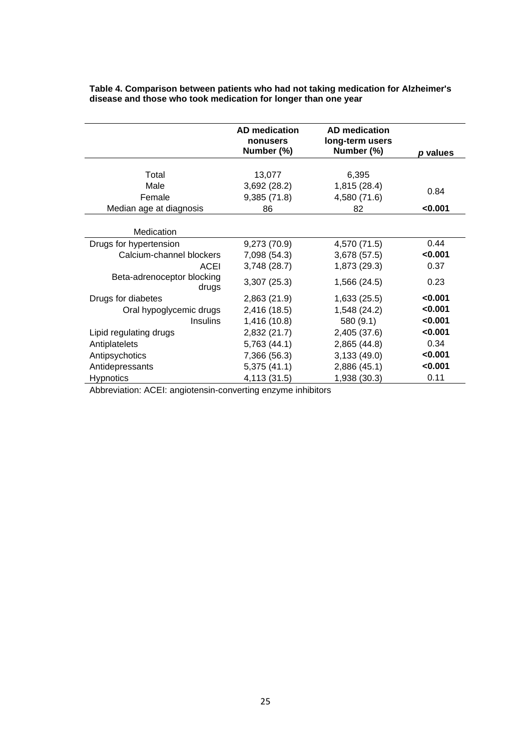**Table 4. Comparison between patients who had not taking medication for Alzheimer's disease and those who took medication for longer than one year**

| | AD medication nonusers Number (%) | AD medication long-term users Number (%) | *p* values |
|---|---|---|---|
| Total | 13,077 | 6,395 | |
| Male | 3,692 (28.2) | 1,815 (28.4) | 0.84 |
| Female | 9,385 (71.8) | 4,580 (71.6) | |
| Median age at diagnosis | 86 | 82 | **<0.001** |
| Medication | | | |
| Drugs for hypertension | 9,273 (70.9) | 4,570 (71.5) | 0.44 |
| Calcium-channel blockers | 7,098 (54.3) | 3,678 (57.5) | **<0.001** |
| ACEI | 3,748 (28.7) | 1,873 (29.3) | 0.37 |
| Beta-adrenoceptor blocking drugs | 3,307 (25.3) | 1,566 (24.5) | 0.23 |
| Drugs for diabetes | 2,863 (21.9) | 1,633 (25.5) | **<0.001** |
| Oral hypoglycemic drugs | 2,416 (18.5) | 1,548 (24.2) | **<0.001** |
| Insulins | 1,416 (10.8) | 580 (9.1) | **<0.001** |
| Lipid regulating drugs | 2,832 (21.7) | 2,405 (37.6) | **<0.001** |
| Antiplatelets | 5,763 (44.1) | 2,865 (44.8) | 0.34 |
| Antipsychotics | 7,366 (56.3) | 3,133 (49.0) | **<0.001** |
| Antidepressants | 5,375 (41.1) | 2,886 (45.1) | **<0.001** |
| Hypnotics | 4,113 (31.5) | 1,938 (30.3) | 0.11 |

Abbreviation: ACEI: angiotensin-converting enzyme inhibitors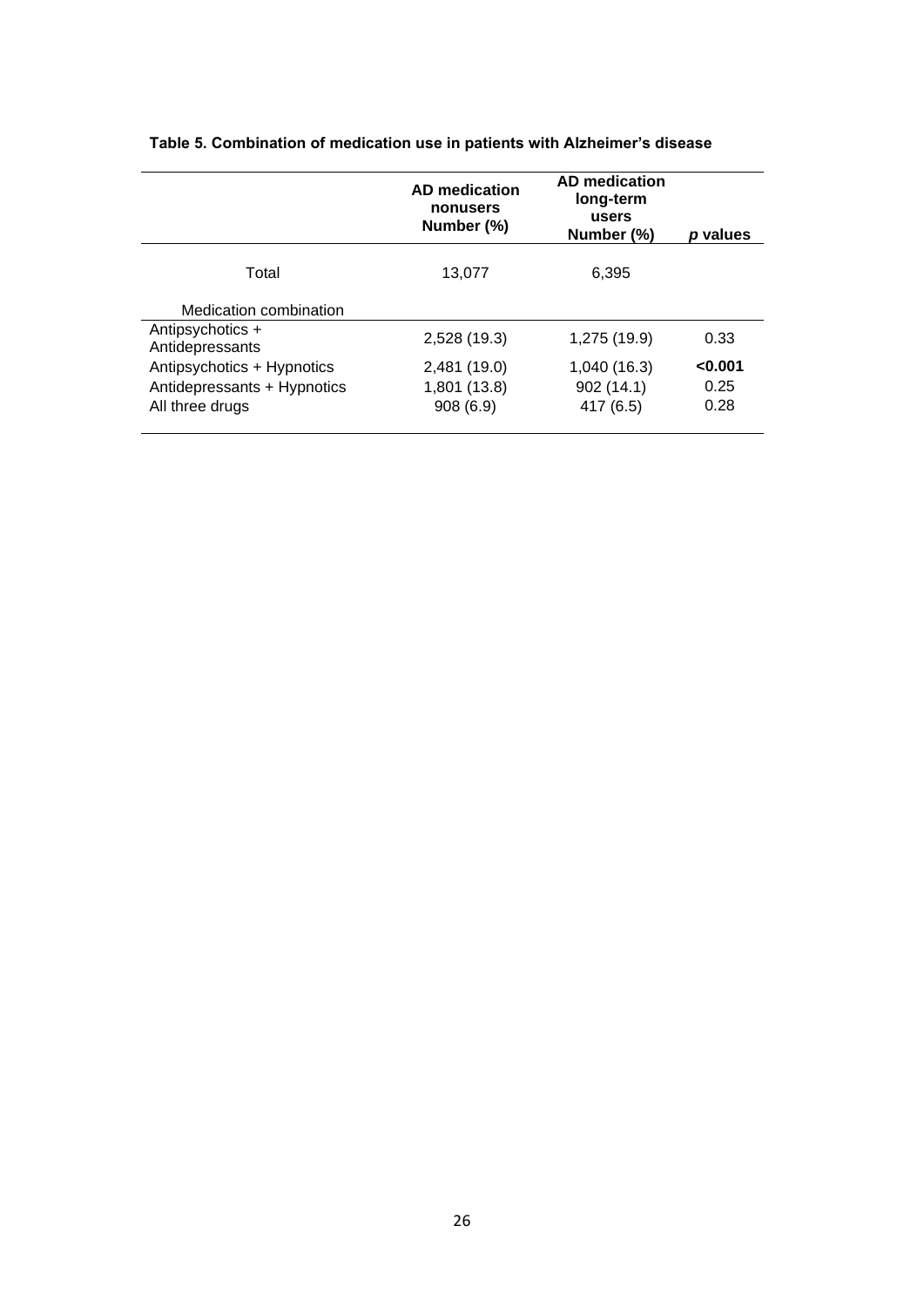**Table 5. Combination of medication use in patients with Alzheimer's disease**

| | AD medication nonusers Number (%) | AD medication long-term users Number (%) | *p* values |
|---|---|---|---|
| Total | 13,077 | 6,395 | |
| Medication combination | | | |
| Antipsychotics + Antidepressants | 2,528 (19.3) | 1,275 (19.9) | 0.33 |
| Antipsychotics + Hypnotics | 2,481 (19.0) | 1,040 (16.3) | **<0.001** |
| Antidepressants + Hypnotics | 1,801 (13.8) | 902 (14.1) | 0.25 |
| All three drugs | 908 (6.9) | 417 (6.5) | 0.28 |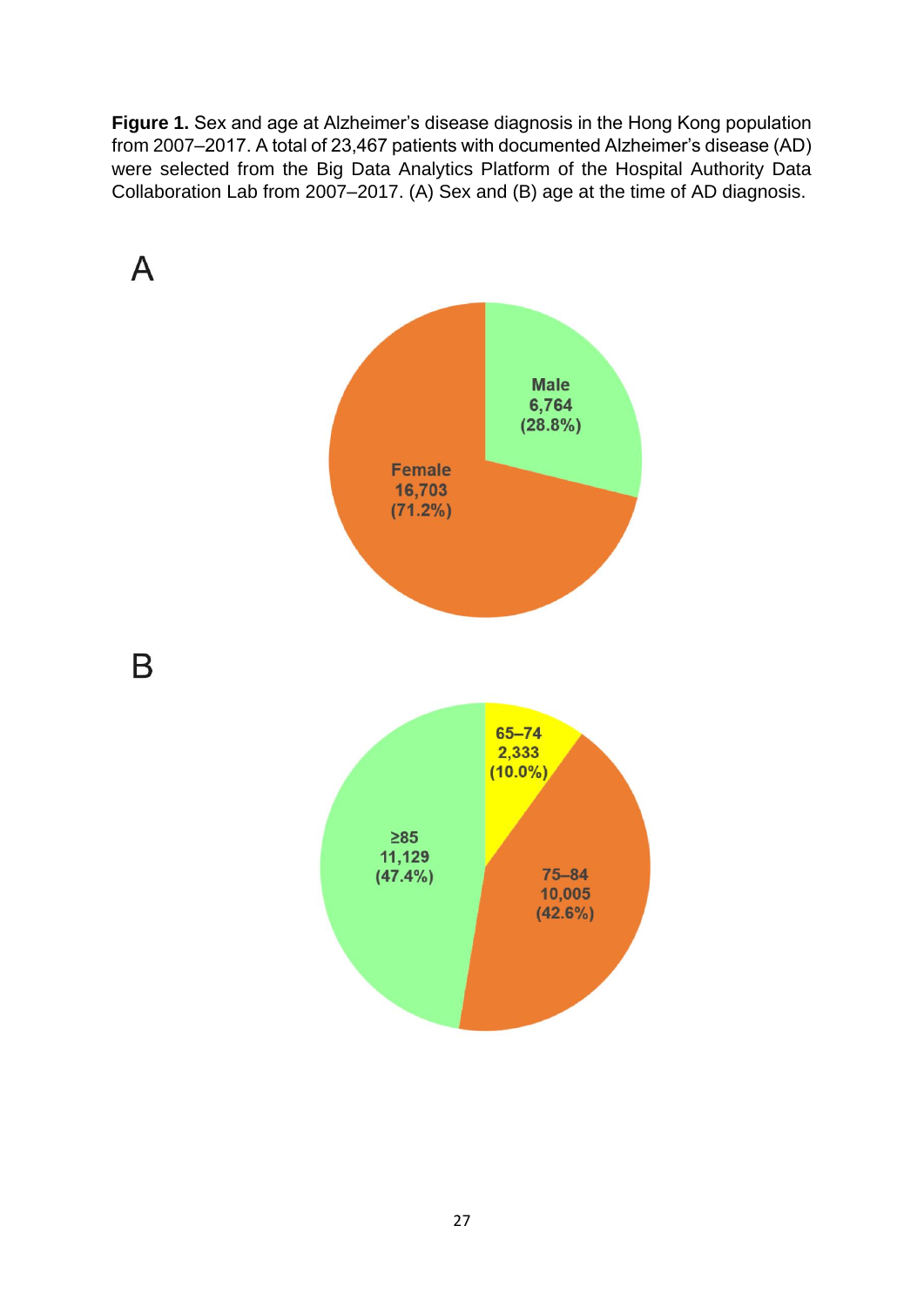**Figure 1.** Sex and age at Alzheimer's disease diagnosis in the Hong Kong population from 2007–2017. A total of 23,467 patients with documented Alzheimer's disease (AD) were selected from the Big Data Analytics Platform of the Hospital Authority Data Collaboration Lab from 2007–2017. (A) Sex and (B) age at the time of AD diagnosis.

A

Male
6,764
(28.8%)

Female
16,703
(71.2%)

B

65–74
2,333
(10.0%)

75–84
10,005
(42.6%)

≥85
11,129
(47.4%)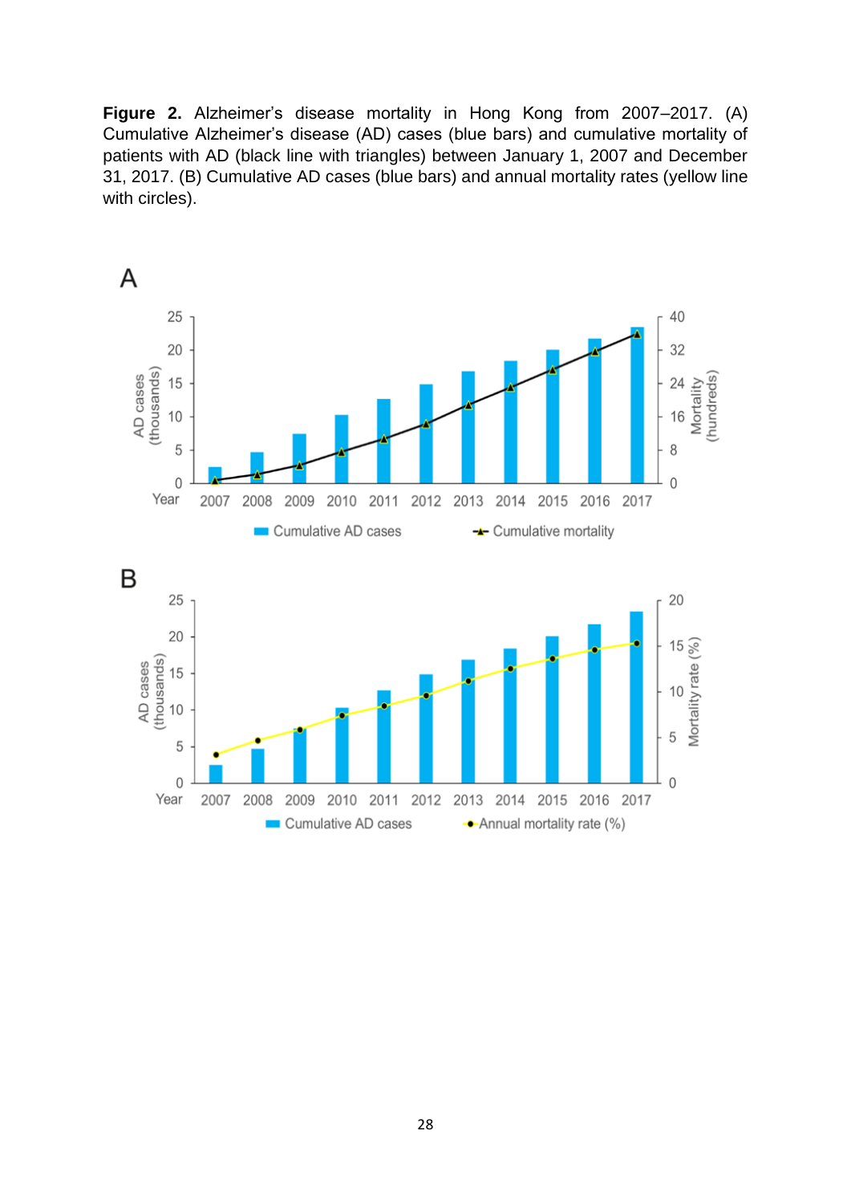**Figure 2.** Alzheimer's disease mortality in Hong Kong from 2007–2017. (A) Cumulative Alzheimer's disease (AD) cases (blue bars) and cumulative mortality of patients with AD (black line with triangles) between January 1, 2007 and December 31, 2017. (B) Cumulative AD cases (blue bars) and annual mortality rates (yellow line with circles).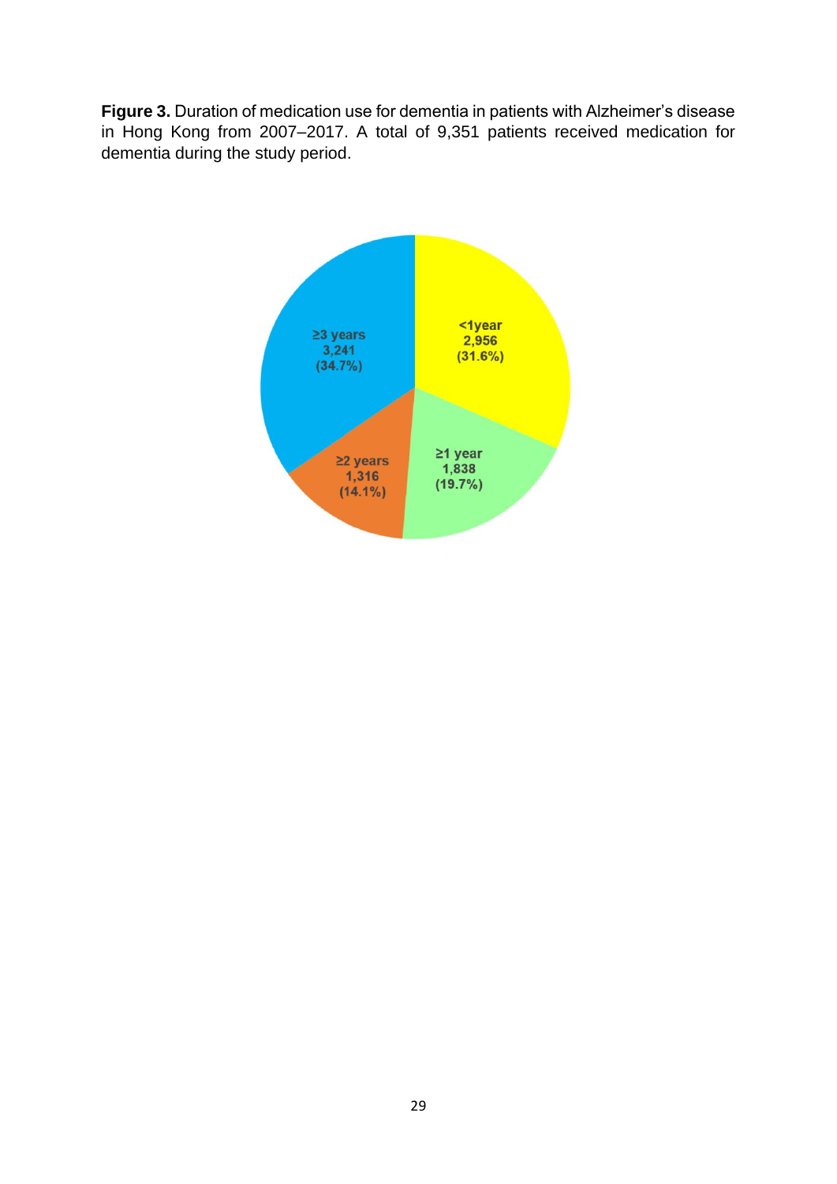**Figure 3.** Duration of medication use for dementia in patients with Alzheimer's disease in Hong Kong from 2007–2017. A total of 9,351 patients received medication for dementia during the study period.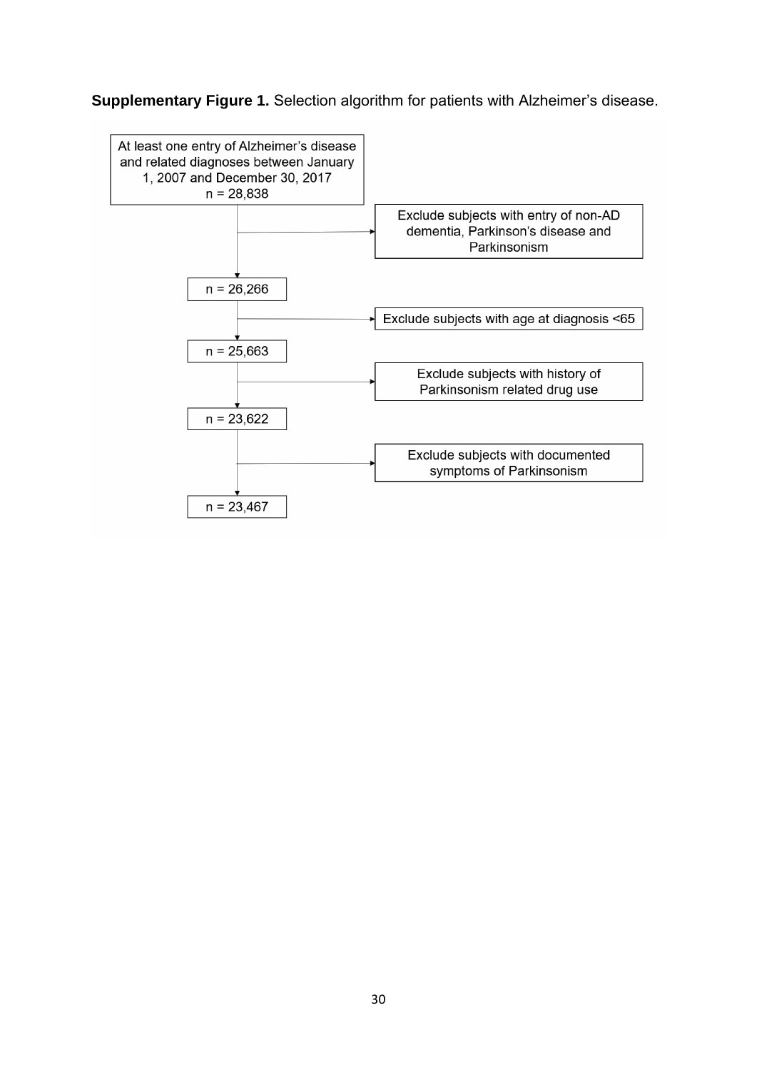**Supplementary Figure 1.** Selection algorithm for patients with Alzheimer's disease.

At least one entry of Alzheimer's disease and related diagnoses between January 1, 2007 and December 30, 2017
n = 28,838

→ Exclude subjects with entry of non-AD dementia, Parkinson's disease and Parkinsonism

n = 26,266

→ Exclude subjects with age at diagnosis <65

n = 25,663

→ Exclude subjects with history of Parkinsonism related drug use

n = 23,622

→ Exclude subjects with documented symptoms of Parkinsonism

n = 23,467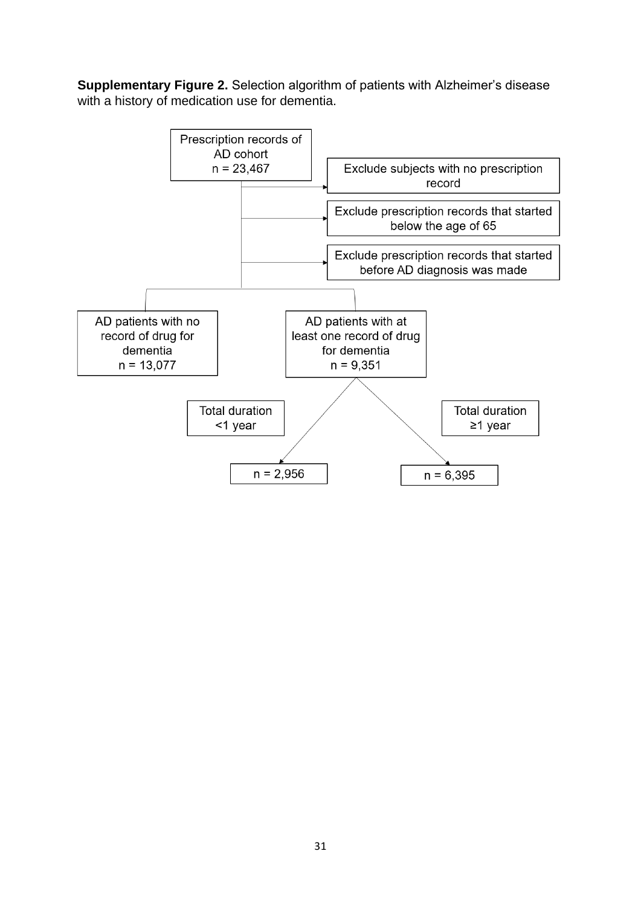**Supplementary Figure 2.** Selection algorithm of patients with Alzheimer's disease with a history of medication use for dementia.

Prescription records of AD cohort
n = 23,467

Exclude subjects with no prescription record

Exclude prescription records that started below the age of 65

Exclude prescription records that started before AD diagnosis was made

AD patients with no record of drug for dementia
n = 13,077

AD patients with at least one record of drug for dementia
n = 9,351

Total duration <1 year

n = 2,956

Total duration ≥1 year

n = 6,395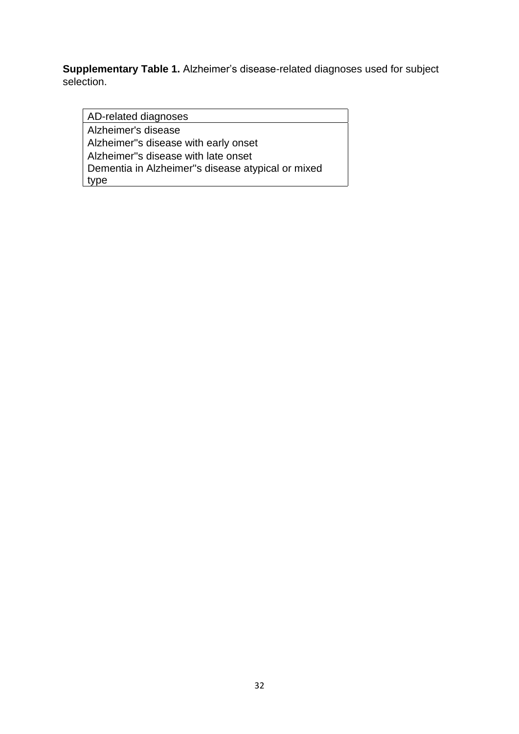**Supplementary Table 1.** Alzheimer’s disease-related diagnoses used for subject selection.

| AD-related diagnoses |
| --- |
| Alzheimer's disease |
| Alzheimer''s disease with early onset |
| Alzheimer''s disease with late onset |
| Dementia in Alzheimer''s disease atypical or mixed type |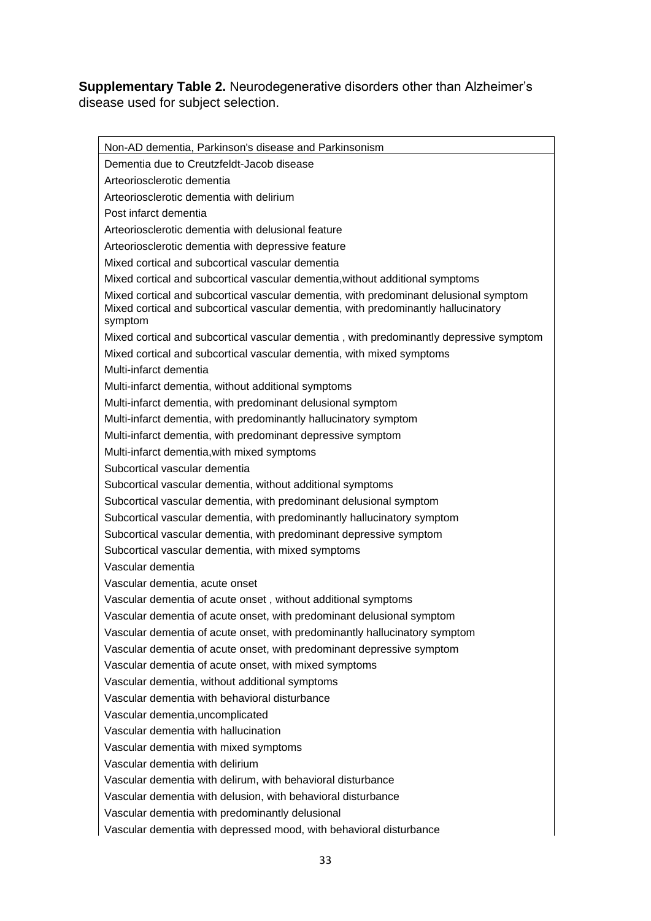**Supplementary Table 2.** Neurodegenerative disorders other than Alzheimer's disease used for subject selection.

| Non-AD dementia, Parkinson's disease and Parkinsonism |
|---|
| Dementia due to Creutzfeldt-Jacob disease |
| Arteoriosclerotic dementia |
| Arteoriosclerotic dementia with delirium |
| Post infarct dementia |
| Arteoriosclerotic dementia with delusional feature |
| Arteoriosclerotic dementia with depressive feature |
| Mixed cortical and subcortical vascular dementia |
| Mixed cortical and subcortical vascular dementia,without additional symptoms |
| Mixed cortical and subcortical vascular dementia, with predominant delusional symptom |
| Mixed cortical and subcortical vascular dementia, with predominantly hallucinatory symptom |
| Mixed cortical and subcortical vascular dementia , with predominantly depressive symptom |
| Mixed cortical and subcortical vascular dementia, with mixed symptoms |
| Multi-infarct dementia |
| Multi-infarct dementia, without additional symptoms |
| Multi-infarct dementia, with predominant delusional symptom |
| Multi-infarct dementia, with predominantly hallucinatory symptom |
| Multi-infarct dementia, with predominant depressive symptom |
| Multi-infarct dementia,with mixed symptoms |
| Subcortical vascular dementia |
| Subcortical vascular dementia, without additional symptoms |
| Subcortical vascular dementia, with predominant delusional symptom |
| Subcortical vascular dementia, with predominantly hallucinatory symptom |
| Subcortical vascular dementia, with predominant depressive symptom |
| Subcortical vascular dementia, with mixed symptoms |
| Vascular dementia |
| Vascular dementia, acute onset |
| Vascular dementia of acute onset , without additional symptoms |
| Vascular dementia of acute onset, with predominant delusional symptom |
| Vascular dementia of acute onset, with predominantly hallucinatory symptom |
| Vascular dementia of acute onset, with predominant depressive symptom |
| Vascular dementia of acute onset, with mixed symptoms |
| Vascular dementia, without additional symptoms |
| Vascular dementia with behavioral disturbance |
| Vascular dementia,uncomplicated |
| Vascular dementia with hallucination |
| Vascular dementia with mixed symptoms |
| Vascular dementia with delirium |
| Vascular dementia with delirum, with behavioral disturbance |
| Vascular dementia with delusion, with behavioral disturbance |
| Vascular dementia with predominantly delusional |
| Vascular dementia with depressed mood, with behavioral disturbance |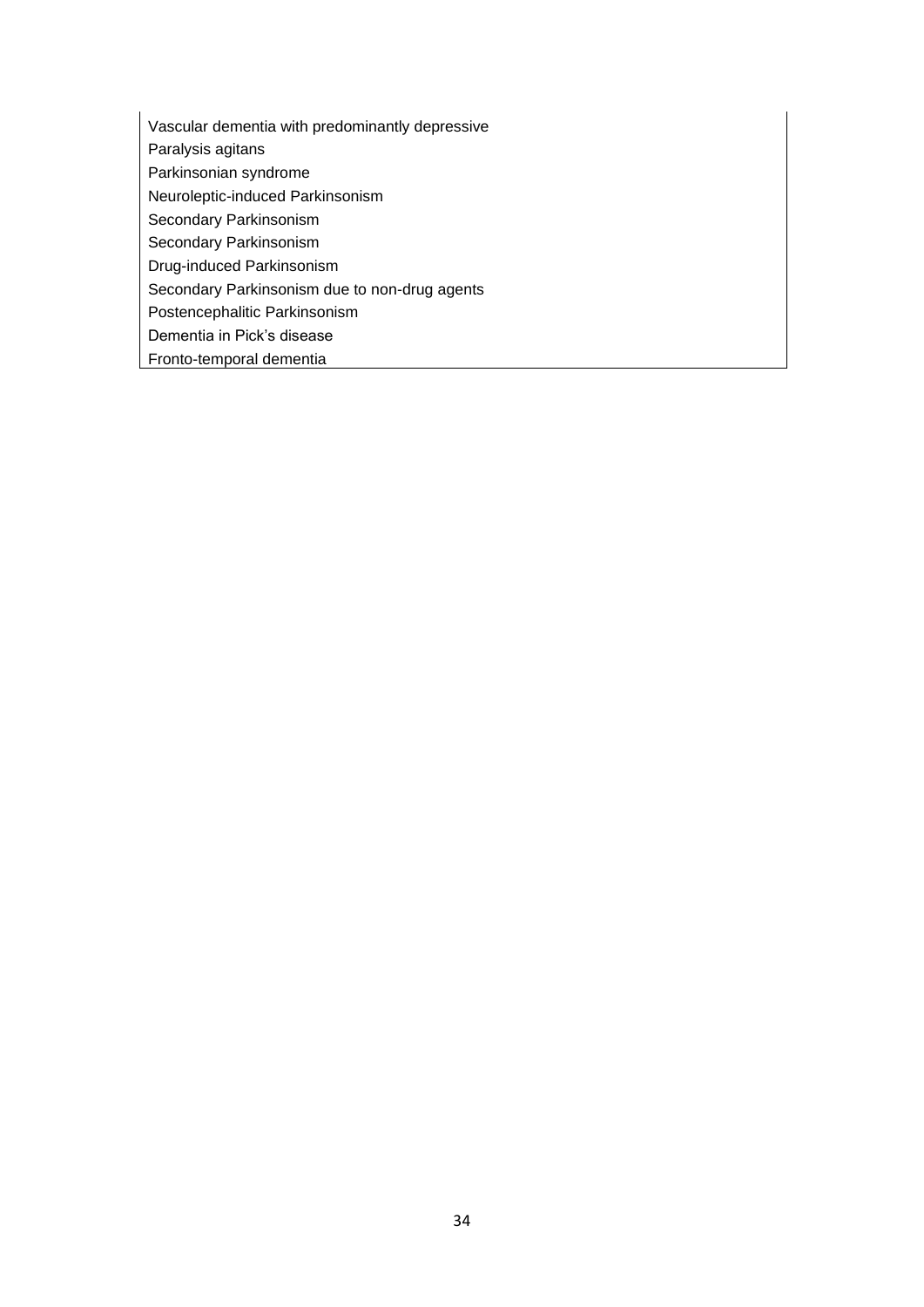| |
|---|
| Vascular dementia with predominantly depressive |
| Paralysis agitans |
| Parkinsonian syndrome |
| Neuroleptic-induced Parkinsonism |
| Secondary Parkinsonism |
| Secondary Parkinsonism |
| Drug-induced Parkinsonism |
| Secondary Parkinsonism due to non-drug agents |
| Postencephalitic Parkinsonism |
| Dementia in Pick's disease |
| Fronto-temporal dementia |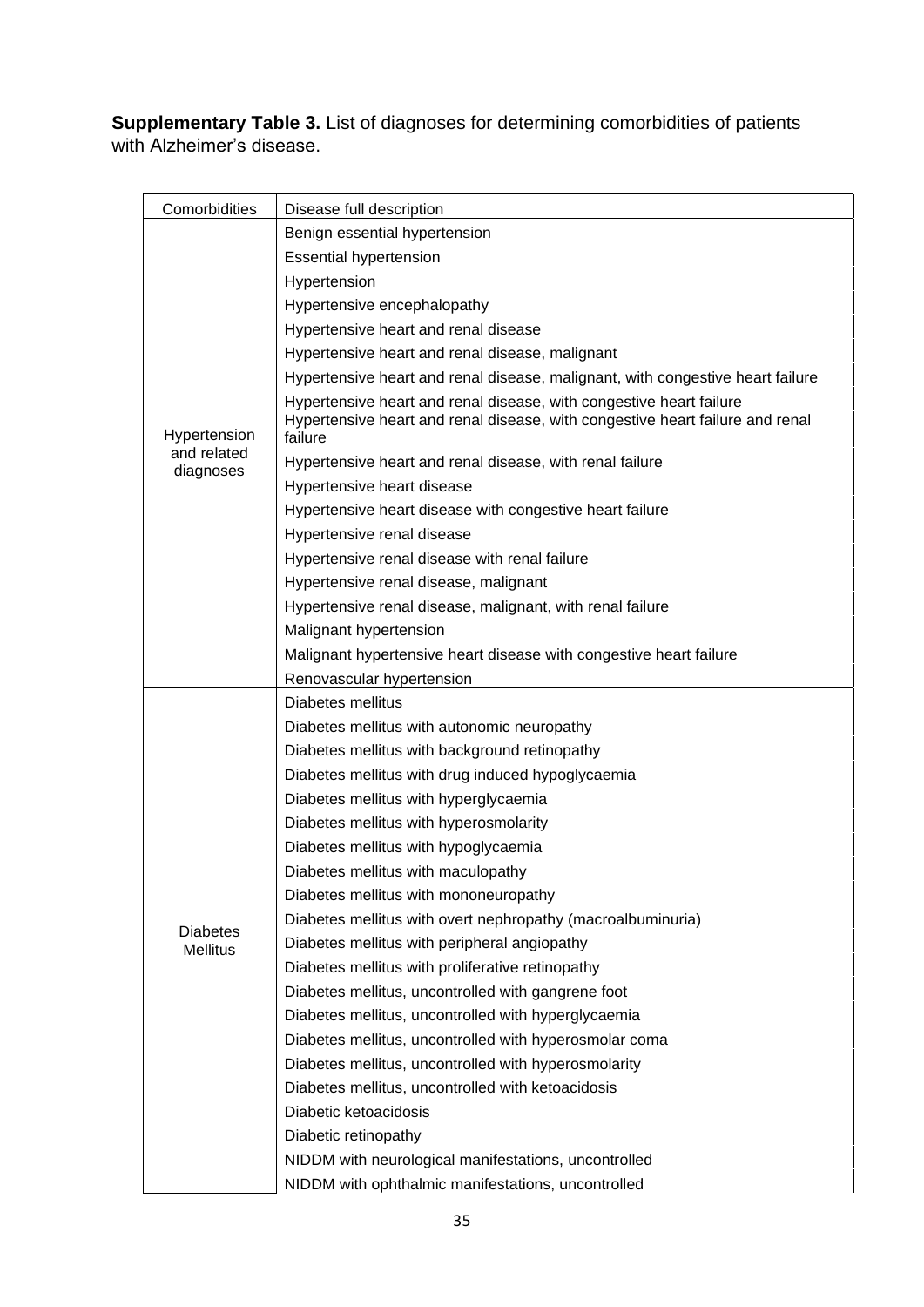**Supplementary Table 3.** List of diagnoses for determining comorbidities of patients with Alzheimer's disease.

| Comorbidities | Disease full description |
|---|---|
| Hypertension and related diagnoses | Benign essential hypertension |
| | Essential hypertension |
| | Hypertension |
| | Hypertensive encephalopathy |
| | Hypertensive heart and renal disease |
| | Hypertensive heart and renal disease, malignant |
| | Hypertensive heart and renal disease, malignant, with congestive heart failure |
| | Hypertensive heart and renal disease, with congestive heart failure |
| | Hypertensive heart and renal disease, with congestive heart failure and renal failure |
| | Hypertensive heart and renal disease, with renal failure |
| | Hypertensive heart disease |
| | Hypertensive heart disease with congestive heart failure |
| | Hypertensive renal disease |
| | Hypertensive renal disease with renal failure |
| | Hypertensive renal disease, malignant |
| | Hypertensive renal disease, malignant, with renal failure |
| | Malignant hypertension |
| | Malignant hypertensive heart disease with congestive heart failure |
| | Renovascular hypertension |
| Diabetes Mellitus | Diabetes mellitus |
| | Diabetes mellitus with autonomic neuropathy |
| | Diabetes mellitus with background retinopathy |
| | Diabetes mellitus with drug induced hypoglycaemia |
| | Diabetes mellitus with hyperglycaemia |
| | Diabetes mellitus with hyperosmolarity |
| | Diabetes mellitus with hypoglycaemia |
| | Diabetes mellitus with maculopathy |
| | Diabetes mellitus with mononeuropathy |
| | Diabetes mellitus with overt nephropathy (macroalbuminuria) |
| | Diabetes mellitus with peripheral angiopathy |
| | Diabetes mellitus with proliferative retinopathy |
| | Diabetes mellitus, uncontrolled with gangrene foot |
| | Diabetes mellitus, uncontrolled with hyperglycaemia |
| | Diabetes mellitus, uncontrolled with hyperosmolar coma |
| | Diabetes mellitus, uncontrolled with hyperosmolarity |
| | Diabetes mellitus, uncontrolled with ketoacidosis |
| | Diabetic ketoacidosis |
| | Diabetic retinopathy |
| | NIDDM with neurological manifestations, uncontrolled |
| | NIDDM with ophthalmic manifestations, uncontrolled |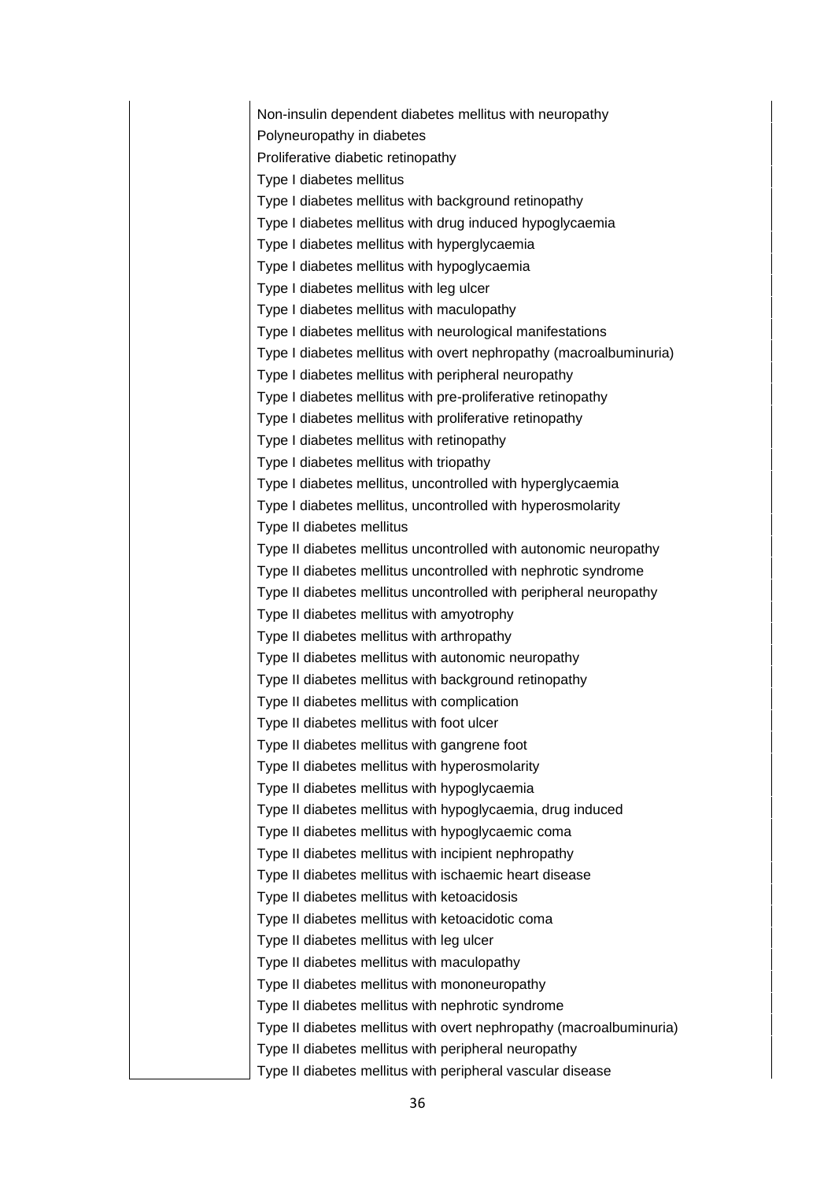| | |
|---|---|
| | Non-insulin dependent diabetes mellitus with neuropathy<br>Polyneuropathy in diabetes<br>Proliferative diabetic retinopathy<br>Type I diabetes mellitus<br>Type I diabetes mellitus with background retinopathy<br>Type I diabetes mellitus with drug induced hypoglycaemia<br>Type I diabetes mellitus with hyperglycaemia<br>Type I diabetes mellitus with hypoglycaemia<br>Type I diabetes mellitus with leg ulcer<br>Type I diabetes mellitus with maculopathy<br>Type I diabetes mellitus with neurological manifestations<br>Type I diabetes mellitus with overt nephropathy (macroalbuminuria)<br>Type I diabetes mellitus with peripheral neuropathy<br>Type I diabetes mellitus with pre-proliferative retinopathy<br>Type I diabetes mellitus with proliferative retinopathy<br>Type I diabetes mellitus with retinopathy<br>Type I diabetes mellitus with triopathy<br>Type I diabetes mellitus, uncontrolled with hyperglycaemia<br>Type I diabetes mellitus, uncontrolled with hyperosmolarity<br>Type II diabetes mellitus<br>Type II diabetes mellitus uncontrolled with autonomic neuropathy<br>Type II diabetes mellitus uncontrolled with nephrotic syndrome<br>Type II diabetes mellitus uncontrolled with peripheral neuropathy<br>Type II diabetes mellitus with amyotrophy<br>Type II diabetes mellitus with arthropathy<br>Type II diabetes mellitus with autonomic neuropathy<br>Type II diabetes mellitus with background retinopathy<br>Type II diabetes mellitus with complication<br>Type II diabetes mellitus with foot ulcer<br>Type II diabetes mellitus with gangrene foot<br>Type II diabetes mellitus with hyperosmolarity<br>Type II diabetes mellitus with hypoglycaemia<br>Type II diabetes mellitus with hypoglycaemia, drug induced<br>Type II diabetes mellitus with hypoglycaemic coma<br>Type II diabetes mellitus with incipient nephropathy<br>Type II diabetes mellitus with ischaemic heart disease<br>Type II diabetes mellitus with ketoacidosis<br>Type II diabetes mellitus with ketoacidotic coma<br>Type II diabetes mellitus with leg ulcer<br>Type II diabetes mellitus with maculopathy<br>Type II diabetes mellitus with mononeuropathy<br>Type II diabetes mellitus with nephrotic syndrome<br>Type II diabetes mellitus with overt nephropathy (macroalbuminuria)<br>Type II diabetes mellitus with peripheral neuropathy<br>Type II diabetes mellitus with peripheral vascular disease |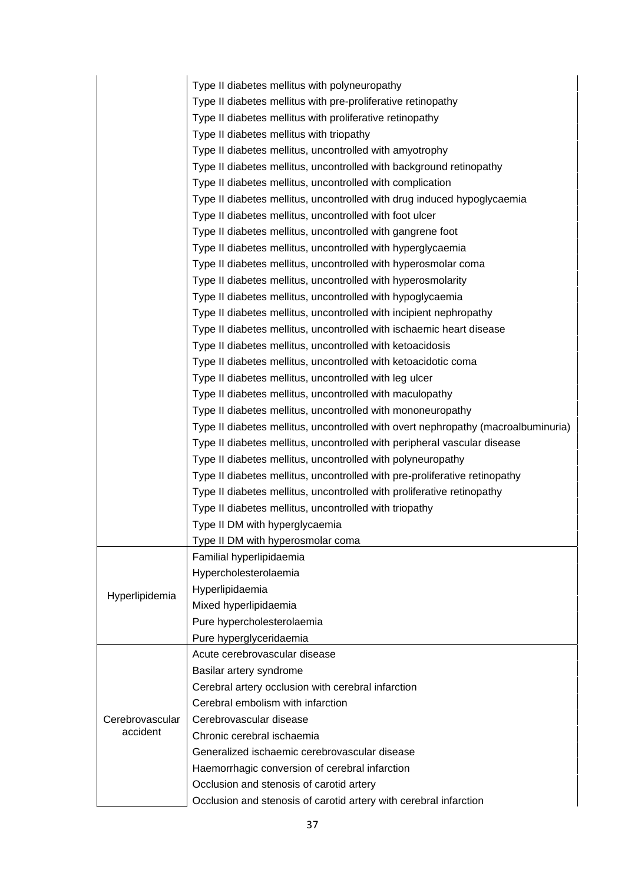| | |
|---|---|
| | Type II diabetes mellitus with polyneuropathy |
| | Type II diabetes mellitus with pre-proliferative retinopathy |
| | Type II diabetes mellitus with proliferative retinopathy |
| | Type II diabetes mellitus with triopathy |
| | Type II diabetes mellitus, uncontrolled with amyotrophy |
| | Type II diabetes mellitus, uncontrolled with background retinopathy |
| | Type II diabetes mellitus, uncontrolled with complication |
| | Type II diabetes mellitus, uncontrolled with drug induced hypoglycaemia |
| | Type II diabetes mellitus, uncontrolled with foot ulcer |
| | Type II diabetes mellitus, uncontrolled with gangrene foot |
| | Type II diabetes mellitus, uncontrolled with hyperglycaemia |
| | Type II diabetes mellitus, uncontrolled with hyperosmolar coma |
| | Type II diabetes mellitus, uncontrolled with hyperosmolarity |
| | Type II diabetes mellitus, uncontrolled with hypoglycaemia |
| | Type II diabetes mellitus, uncontrolled with incipient nephropathy |
| | Type II diabetes mellitus, uncontrolled with ischaemic heart disease |
| | Type II diabetes mellitus, uncontrolled with ketoacidosis |
| | Type II diabetes mellitus, uncontrolled with ketoacidotic coma |
| | Type II diabetes mellitus, uncontrolled with leg ulcer |
| | Type II diabetes mellitus, uncontrolled with maculopathy |
| | Type II diabetes mellitus, uncontrolled with mononeuropathy |
| | Type II diabetes mellitus, uncontrolled with overt nephropathy (macroalbuminuria) |
| | Type II diabetes mellitus, uncontrolled with peripheral vascular disease |
| | Type II diabetes mellitus, uncontrolled with polyneuropathy |
| | Type II diabetes mellitus, uncontrolled with pre-proliferative retinopathy |
| | Type II diabetes mellitus, uncontrolled with proliferative retinopathy |
| | Type II diabetes mellitus, uncontrolled with triopathy |
| | Type II DM with hyperglycaemia |
| | Type II DM with hyperosmolar coma |
| Hyperlipidemia | Familial hyperlipidaemia |
| | Hypercholesterolaemia |
| | Hyperlipidaemia |
| | Mixed hyperlipidaemia |
| | Pure hypercholesterolaemia |
| | Pure hyperglyceridaemia |
| Cerebrovascular accident | Acute cerebrovascular disease |
| | Basilar artery syndrome |
| | Cerebral artery occlusion with cerebral infarction |
| | Cerebral embolism with infarction |
| | Cerebrovascular disease |
| | Chronic cerebral ischaemia |
| | Generalized ischaemic cerebrovascular disease |
| | Haemorrhagic conversion of cerebral infarction |
| | Occlusion and stenosis of carotid artery |
| | Occlusion and stenosis of carotid artery with cerebral infarction |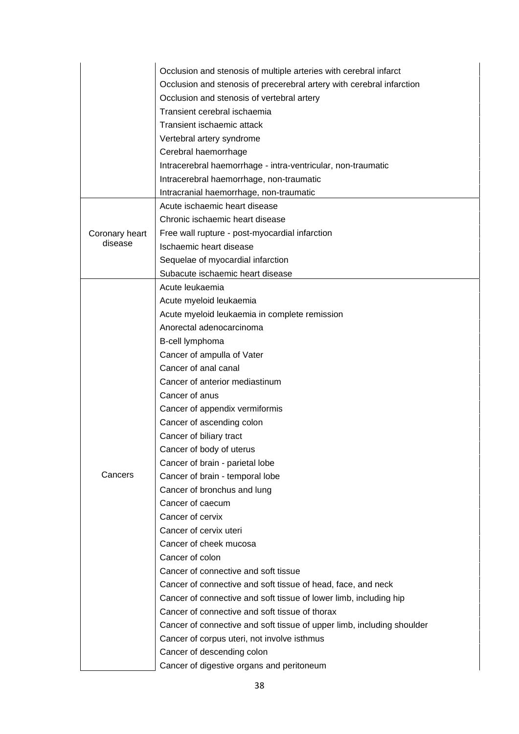| | |
|---|---|
| | Occlusion and stenosis of multiple arteries with cerebral infarct |
| | Occlusion and stenosis of precerebral artery with cerebral infarction |
| | Occlusion and stenosis of vertebral artery |
| | Transient cerebral ischaemia |
| | Transient ischaemic attack |
| | Vertebral artery syndrome |
| | Cerebral haemorrhage |
| | Intracerebral haemorrhage - intra-ventricular, non-traumatic |
| | Intracerebral haemorrhage, non-traumatic |
| | Intracranial haemorrhage, non-traumatic |
| Coronary heart disease | Acute ischaemic heart disease |
| | Chronic ischaemic heart disease |
| | Free wall rupture - post-myocardial infarction |
| | Ischaemic heart disease |
| | Sequelae of myocardial infarction |
| | Subacute ischaemic heart disease |
| Cancers | Acute leukaemia |
| | Acute myeloid leukaemia |
| | Acute myeloid leukaemia in complete remission |
| | Anorectal adenocarcinoma |
| | B-cell lymphoma |
| | Cancer of ampulla of Vater |
| | Cancer of anal canal |
| | Cancer of anterior mediastinum |
| | Cancer of anus |
| | Cancer of appendix vermiformis |
| | Cancer of ascending colon |
| | Cancer of biliary tract |
| | Cancer of body of uterus |
| | Cancer of brain - parietal lobe |
| | Cancer of brain - temporal lobe |
| | Cancer of bronchus and lung |
| | Cancer of caecum |
| | Cancer of cervix |
| | Cancer of cervix uteri |
| | Cancer of cheek mucosa |
| | Cancer of colon |
| | Cancer of connective and soft tissue |
| | Cancer of connective and soft tissue of head, face, and neck |
| | Cancer of connective and soft tissue of lower limb, including hip |
| | Cancer of connective and soft tissue of thorax |
| | Cancer of connective and soft tissue of upper limb, including shoulder |
| | Cancer of corpus uteri, not involve isthmus |
| | Cancer of descending colon |
| | Cancer of digestive organs and peritoneum |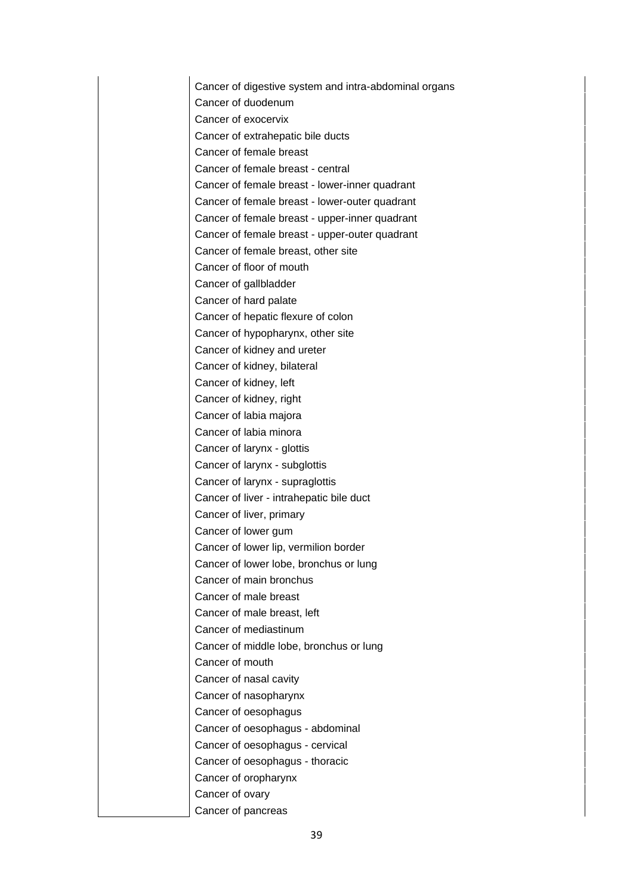| | |
|---|---|
| | Cancer of digestive system and intra-abdominal organs |
| | Cancer of duodenum |
| | Cancer of exocervix |
| | Cancer of extrahepatic bile ducts |
| | Cancer of female breast |
| | Cancer of female breast - central |
| | Cancer of female breast - lower-inner quadrant |
| | Cancer of female breast - lower-outer quadrant |
| | Cancer of female breast - upper-inner quadrant |
| | Cancer of female breast - upper-outer quadrant |
| | Cancer of female breast, other site |
| | Cancer of floor of mouth |
| | Cancer of gallbladder |
| | Cancer of hard palate |
| | Cancer of hepatic flexure of colon |
| | Cancer of hypopharynx, other site |
| | Cancer of kidney and ureter |
| | Cancer of kidney, bilateral |
| | Cancer of kidney, left |
| | Cancer of kidney, right |
| | Cancer of labia majora |
| | Cancer of labia minora |
| | Cancer of larynx - glottis |
| | Cancer of larynx - subglottis |
| | Cancer of larynx - supraglottis |
| | Cancer of liver - intrahepatic bile duct |
| | Cancer of liver, primary |
| | Cancer of lower gum |
| | Cancer of lower lip, vermilion border |
| | Cancer of lower lobe, bronchus or lung |
| | Cancer of main bronchus |
| | Cancer of male breast |
| | Cancer of male breast, left |
| | Cancer of mediastinum |
| | Cancer of middle lobe, bronchus or lung |
| | Cancer of mouth |
| | Cancer of nasal cavity |
| | Cancer of nasopharynx |
| | Cancer of oesophagus |
| | Cancer of oesophagus - abdominal |
| | Cancer of oesophagus - cervical |
| | Cancer of oesophagus - thoracic |
| | Cancer of oropharynx |
| | Cancer of ovary |
| | Cancer of pancreas |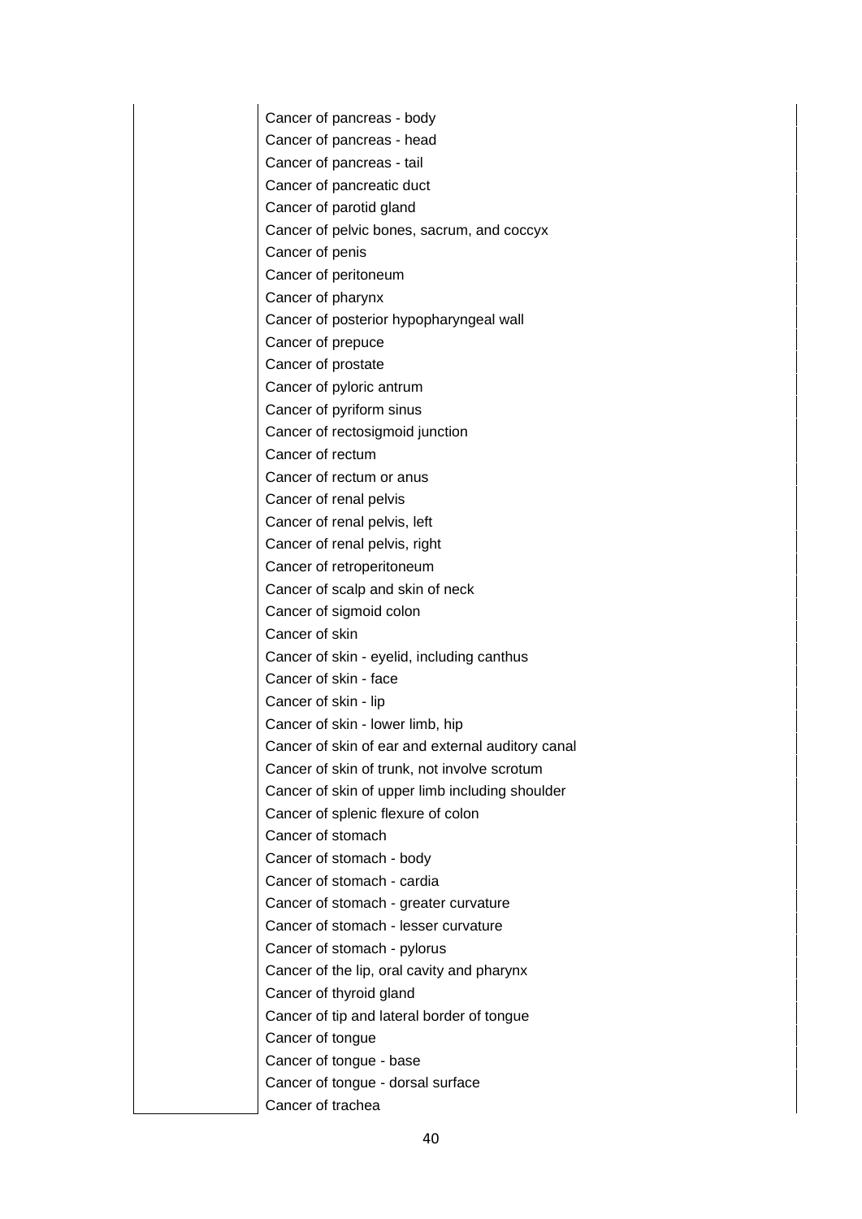|  |  |
|---|---|
|  | Cancer of pancreas - body |
|  | Cancer of pancreas - head |
|  | Cancer of pancreas - tail |
|  | Cancer of pancreatic duct |
|  | Cancer of parotid gland |
|  | Cancer of pelvic bones, sacrum, and coccyx |
|  | Cancer of penis |
|  | Cancer of peritoneum |
|  | Cancer of pharynx |
|  | Cancer of posterior hypopharyngeal wall |
|  | Cancer of prepuce |
|  | Cancer of prostate |
|  | Cancer of pyloric antrum |
|  | Cancer of pyriform sinus |
|  | Cancer of rectosigmoid junction |
|  | Cancer of rectum |
|  | Cancer of rectum or anus |
|  | Cancer of renal pelvis |
|  | Cancer of renal pelvis, left |
|  | Cancer of renal pelvis, right |
|  | Cancer of retroperitoneum |
|  | Cancer of scalp and skin of neck |
|  | Cancer of sigmoid colon |
|  | Cancer of skin |
|  | Cancer of skin - eyelid, including canthus |
|  | Cancer of skin - face |
|  | Cancer of skin - lip |
|  | Cancer of skin - lower limb, hip |
|  | Cancer of skin of ear and external auditory canal |
|  | Cancer of skin of trunk, not involve scrotum |
|  | Cancer of skin of upper limb including shoulder |
|  | Cancer of splenic flexure of colon |
|  | Cancer of stomach |
|  | Cancer of stomach - body |
|  | Cancer of stomach - cardia |
|  | Cancer of stomach - greater curvature |
|  | Cancer of stomach - lesser curvature |
|  | Cancer of stomach - pylorus |
|  | Cancer of the lip, oral cavity and pharynx |
|  | Cancer of thyroid gland |
|  | Cancer of tip and lateral border of tongue |
|  | Cancer of tongue |
|  | Cancer of tongue - base |
|  | Cancer of tongue - dorsal surface |
|  | Cancer of trachea |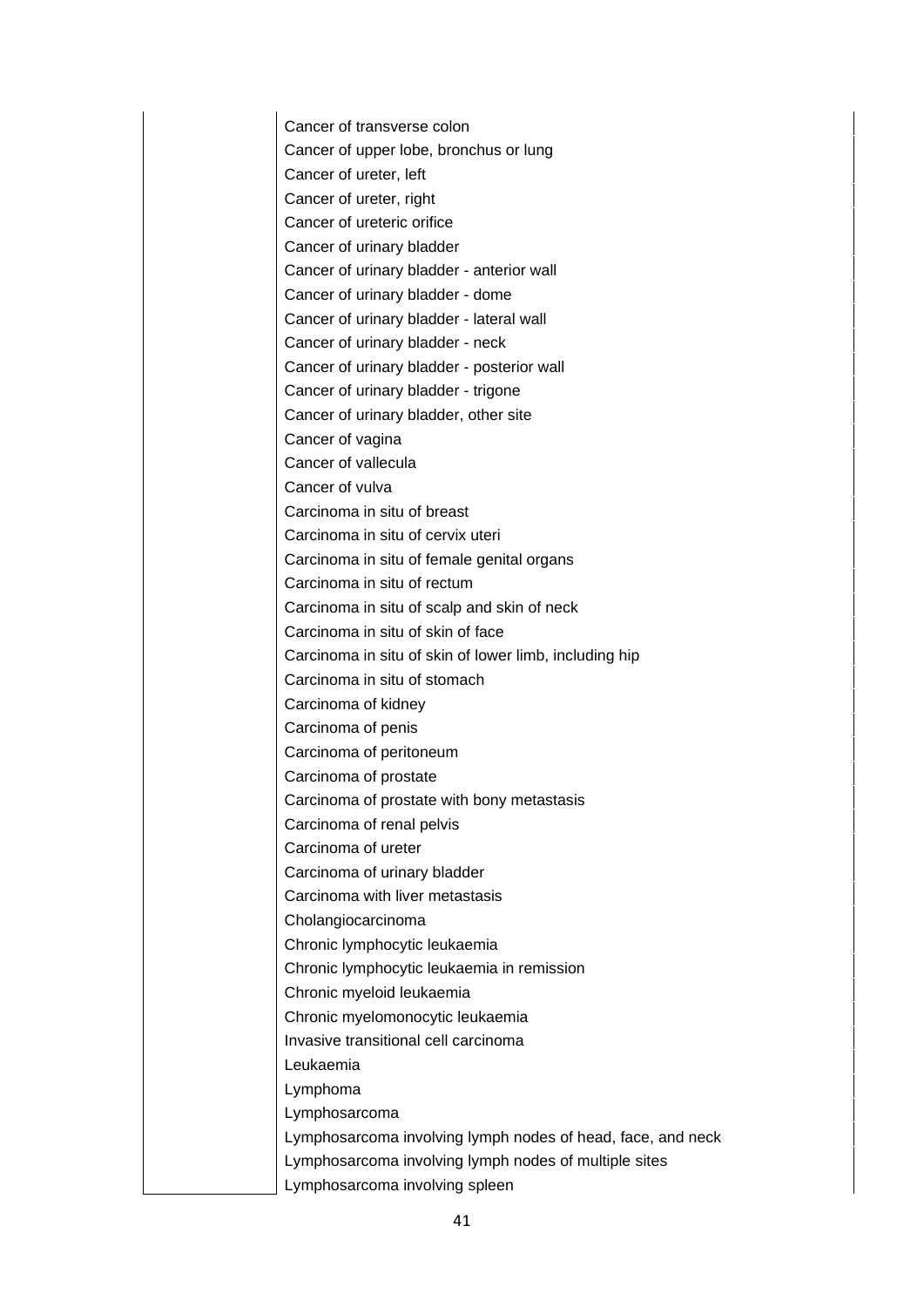| | |
|---|---|
| | Cancer of transverse colon |
| | Cancer of upper lobe, bronchus or lung |
| | Cancer of ureter, left |
| | Cancer of ureter, right |
| | Cancer of ureteric orifice |
| | Cancer of urinary bladder |
| | Cancer of urinary bladder - anterior wall |
| | Cancer of urinary bladder - dome |
| | Cancer of urinary bladder - lateral wall |
| | Cancer of urinary bladder - neck |
| | Cancer of urinary bladder - posterior wall |
| | Cancer of urinary bladder - trigone |
| | Cancer of urinary bladder, other site |
| | Cancer of vagina |
| | Cancer of vallecula |
| | Cancer of vulva |
| | Carcinoma in situ of breast |
| | Carcinoma in situ of cervix uteri |
| | Carcinoma in situ of female genital organs |
| | Carcinoma in situ of rectum |
| | Carcinoma in situ of scalp and skin of neck |
| | Carcinoma in situ of skin of face |
| | Carcinoma in situ of skin of lower limb, including hip |
| | Carcinoma in situ of stomach |
| | Carcinoma of kidney |
| | Carcinoma of penis |
| | Carcinoma of peritoneum |
| | Carcinoma of prostate |
| | Carcinoma of prostate with bony metastasis |
| | Carcinoma of renal pelvis |
| | Carcinoma of ureter |
| | Carcinoma of urinary bladder |
| | Carcinoma with liver metastasis |
| | Cholangiocarcinoma |
| | Chronic lymphocytic leukaemia |
| | Chronic lymphocytic leukaemia in remission |
| | Chronic myeloid leukaemia |
| | Chronic myelomonocytic leukaemia |
| | Invasive transitional cell carcinoma |
| | Leukaemia |
| | Lymphoma |
| | Lymphosarcoma |
| | Lymphosarcoma involving lymph nodes of head, face, and neck |
| | Lymphosarcoma involving lymph nodes of multiple sites |
| | Lymphosarcoma involving spleen |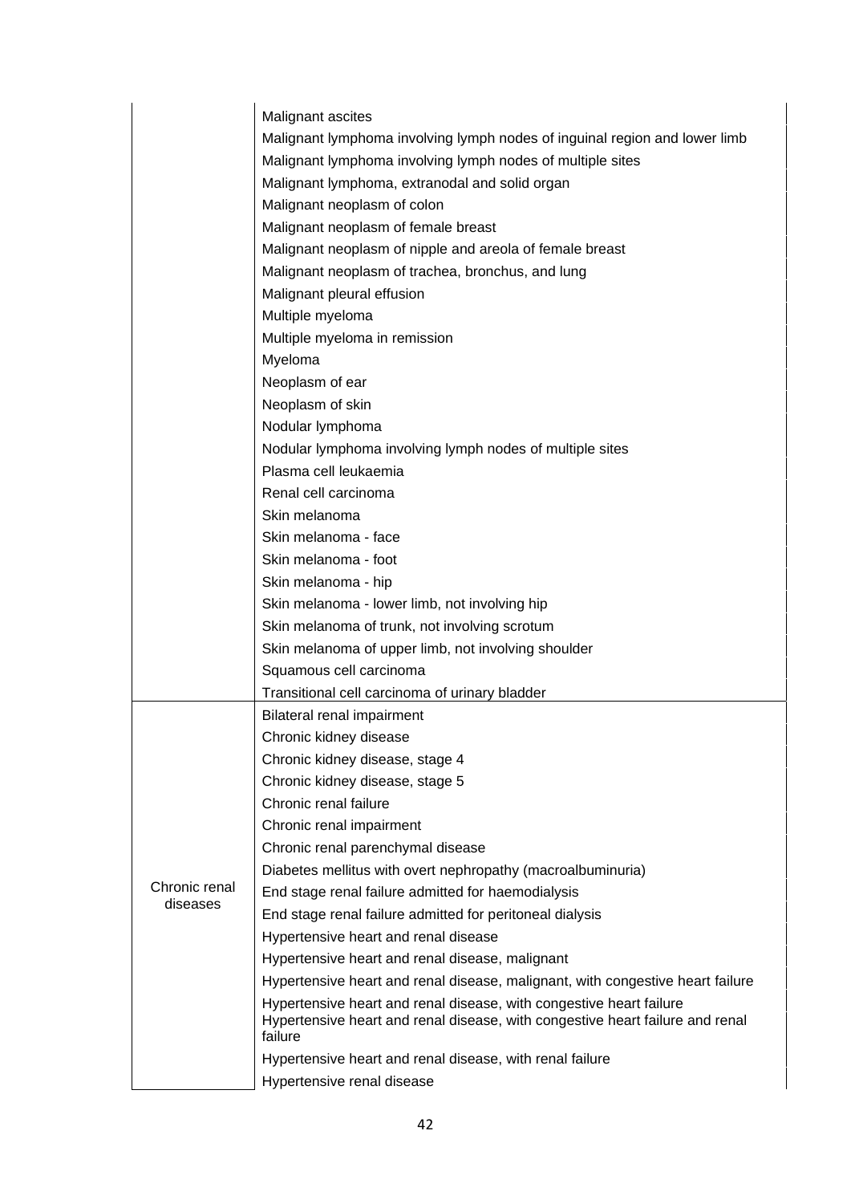| | |
|---|---|
| | Malignant ascites |
| | Malignant lymphoma involving lymph nodes of inguinal region and lower limb |
| | Malignant lymphoma involving lymph nodes of multiple sites |
| | Malignant lymphoma, extranodal and solid organ |
| | Malignant neoplasm of colon |
| | Malignant neoplasm of female breast |
| | Malignant neoplasm of nipple and areola of female breast |
| | Malignant neoplasm of trachea, bronchus, and lung |
| | Malignant pleural effusion |
| | Multiple myeloma |
| | Multiple myeloma in remission |
| | Myeloma |
| | Neoplasm of ear |
| | Neoplasm of skin |
| | Nodular lymphoma |
| | Nodular lymphoma involving lymph nodes of multiple sites |
| | Plasma cell leukaemia |
| | Renal cell carcinoma |
| | Skin melanoma |
| | Skin melanoma - face |
| | Skin melanoma - foot |
| | Skin melanoma - hip |
| | Skin melanoma - lower limb, not involving hip |
| | Skin melanoma of trunk, not involving scrotum |
| | Skin melanoma of upper limb, not involving shoulder |
| | Squamous cell carcinoma |
| | Transitional cell carcinoma of urinary bladder |
| Chronic renal diseases | Bilateral renal impairment |
| | Chronic kidney disease |
| | Chronic kidney disease, stage 4 |
| | Chronic kidney disease, stage 5 |
| | Chronic renal failure |
| | Chronic renal impairment |
| | Chronic renal parenchymal disease |
| | Diabetes mellitus with overt nephropathy (macroalbuminuria) |
| | End stage renal failure admitted for haemodialysis |
| | End stage renal failure admitted for peritoneal dialysis |
| | Hypertensive heart and renal disease |
| | Hypertensive heart and renal disease, malignant |
| | Hypertensive heart and renal disease, malignant, with congestive heart failure |
| | Hypertensive heart and renal disease, with congestive heart failure |
| | Hypertensive heart and renal disease, with congestive heart failure and renal failure |
| | Hypertensive heart and renal disease, with renal failure |
| | Hypertensive renal disease |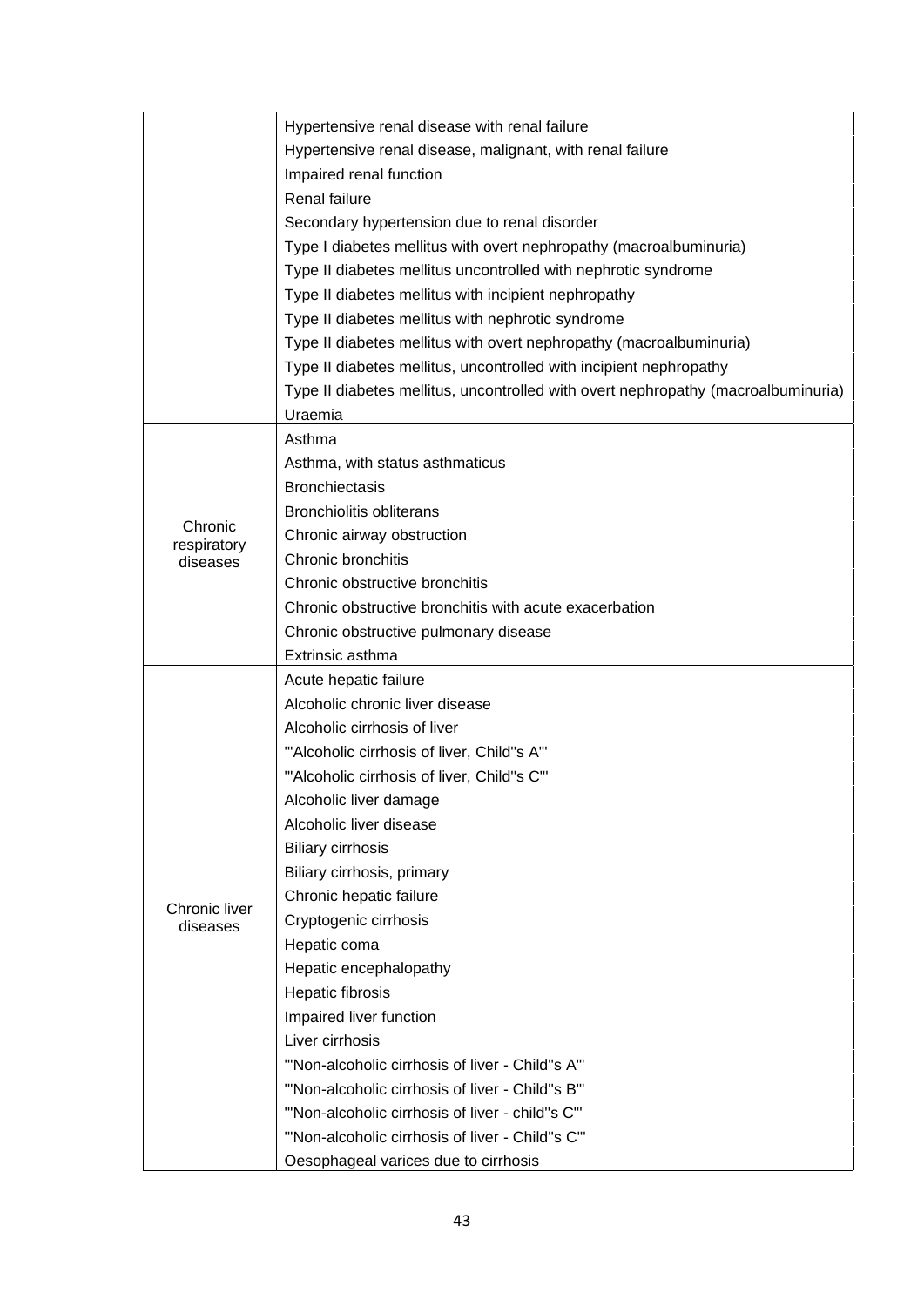| | |
|---|---|
| | Hypertensive renal disease with renal failure |
| | Hypertensive renal disease, malignant, with renal failure |
| | Impaired renal function |
| | Renal failure |
| | Secondary hypertension due to renal disorder |
| | Type I diabetes mellitus with overt nephropathy (macroalbuminuria) |
| | Type II diabetes mellitus uncontrolled with nephrotic syndrome |
| | Type II diabetes mellitus with incipient nephropathy |
| | Type II diabetes mellitus with nephrotic syndrome |
| | Type II diabetes mellitus with overt nephropathy (macroalbuminuria) |
| | Type II diabetes mellitus, uncontrolled with incipient nephropathy |
| | Type II diabetes mellitus, uncontrolled with overt nephropathy (macroalbuminuria) |
| | Uraemia |
| Chronic respiratory diseases | Asthma |
| | Asthma, with status asthmaticus |
| | Bronchiectasis |
| | Bronchiolitis obliterans |
| | Chronic airway obstruction |
| | Chronic bronchitis |
| | Chronic obstructive bronchitis |
| | Chronic obstructive bronchitis with acute exacerbation |
| | Chronic obstructive pulmonary disease |
| | Extrinsic asthma |
| Chronic liver diseases | Acute hepatic failure |
| | Alcoholic chronic liver disease |
| | Alcoholic cirrhosis of liver |
| | '"Alcoholic cirrhosis of liver, Child"s A"' |
| | '"Alcoholic cirrhosis of liver, Child"s C"' |
| | Alcoholic liver damage |
| | Alcoholic liver disease |
| | Biliary cirrhosis |
| | Biliary cirrhosis, primary |
| | Chronic hepatic failure |
| | Cryptogenic cirrhosis |
| | Hepatic coma |
| | Hepatic encephalopathy |
| | Hepatic fibrosis |
| | Impaired liver function |
| | Liver cirrhosis |
| | '"Non-alcoholic cirrhosis of liver - Child"s A"' |
| | '"Non-alcoholic cirrhosis of liver - Child"s B"' |
| | '"Non-alcoholic cirrhosis of liver - child"s C"' |
| | '"Non-alcoholic cirrhosis of liver - Child"s C"' |
| | Oesophageal varices due to cirrhosis |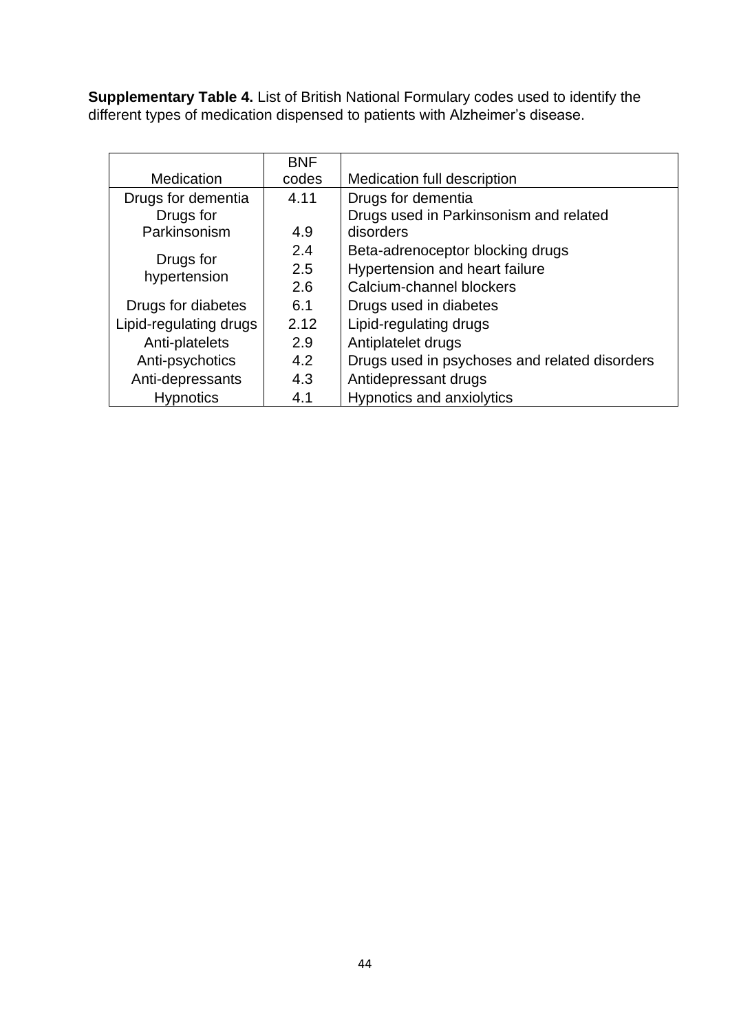**Supplementary Table 4.** List of British National Formulary codes used to identify the different types of medication dispensed to patients with Alzheimer's disease.

| Medication | BNF codes | Medication full description |
|---|---|---|
| Drugs for dementia | 4.11 | Drugs for dementia |
| Drugs for Parkinsonism | 4.9 | Drugs used in Parkinsonism and related disorders |
| Drugs for hypertension | 2.4 | Beta-adrenoceptor blocking drugs |
| | 2.5 | Hypertension and heart failure |
| | 2.6 | Calcium-channel blockers |
| Drugs for diabetes | 6.1 | Drugs used in diabetes |
| Lipid-regulating drugs | 2.12 | Lipid-regulating drugs |
| Anti-platelets | 2.9 | Antiplatelet drugs |
| Anti-psychotics | 4.2 | Drugs used in psychoses and related disorders |
| Anti-depressants | 4.3 | Antidepressant drugs |
| Hypnotics | 4.1 | Hypnotics and anxiolytics |